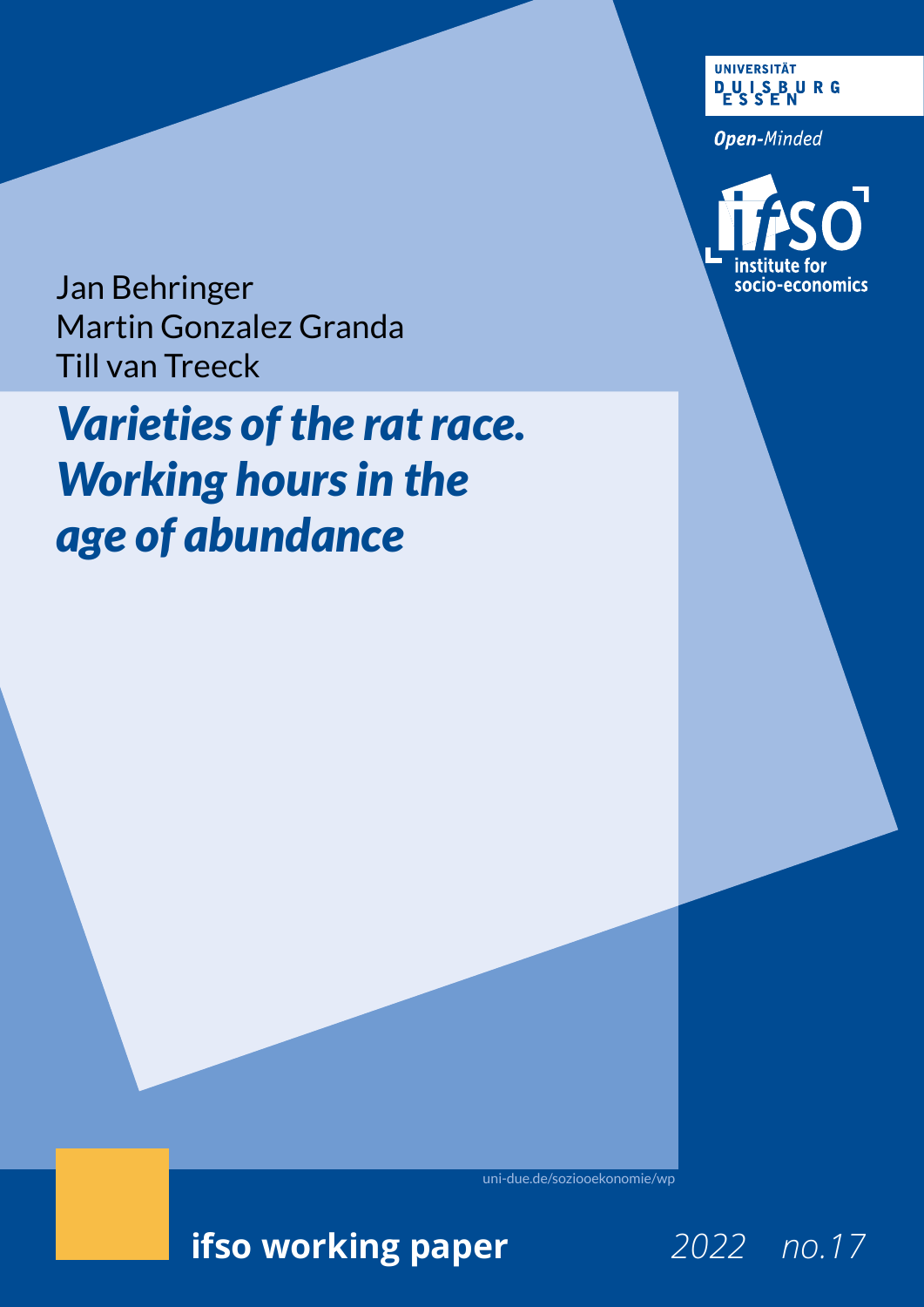UNIVERSITÄT DUISBURG ESSEN

*Open-Minded*

ifso institute for socio-economics

Jan Behringer
Martin Gonzalez Granda
Till van Treeck

# *Varieties of the rat race. Working hours in the age of abundance*

uni-due.de/soziooekonomie/wp

**ifso working paper** *2022 no.17*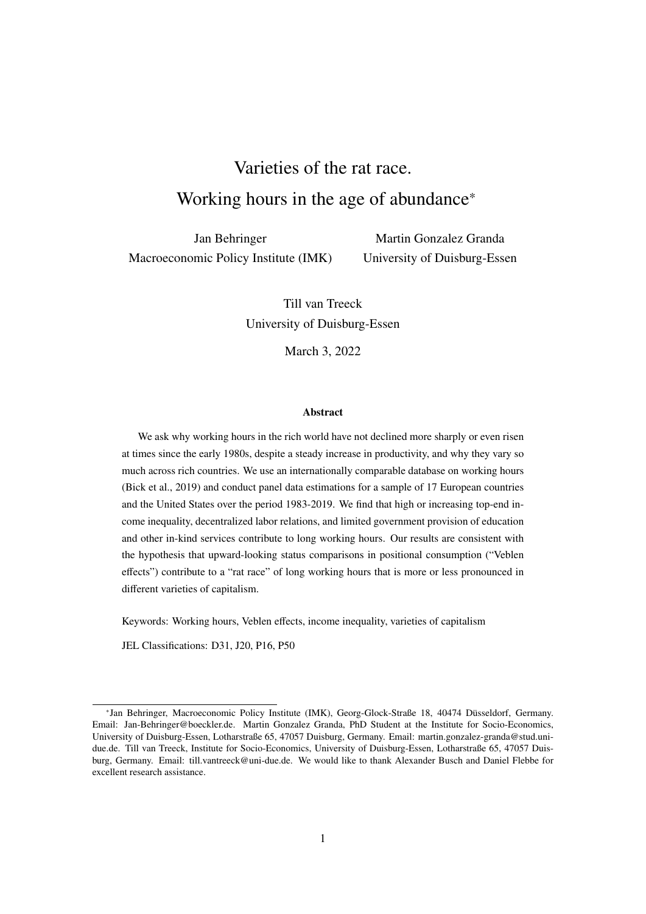# Varieties of the rat race. Working hours in the age of abundance*

Jan Behringer
Macroeconomic Policy Institute (IMK)

Martin Gonzalez Granda
University of Duisburg-Essen

Till van Treeck
University of Duisburg-Essen

March 3, 2022

### Abstract

We ask why working hours in the rich world have not declined more sharply or even risen at times since the early 1980s, despite a steady increase in productivity, and why they vary so much across rich countries. We use an internationally comparable database on working hours (Bick et al., 2019) and conduct panel data estimations for a sample of 17 European countries and the United States over the period 1983-2019. We find that high or increasing top-end income inequality, decentralized labor relations, and limited government provision of education and other in-kind services contribute to long working hours. Our results are consistent with the hypothesis that upward-looking status comparisons in positional consumption ("Veblen effects") contribute to a "rat race" of long working hours that is more or less pronounced in different varieties of capitalism.

Keywords: Working hours, Veblen effects, income inequality, varieties of capitalism

JEL Classifications: D31, J20, P16, P50

---

*Jan Behringer, Macroeconomic Policy Institute (IMK), Georg-Glock-Straße 18, 40474 Düsseldorf, Germany. Email: Jan-Behringer@boeckler.de. Martin Gonzalez Granda, PhD Student at the Institute for Socio-Economics, University of Duisburg-Essen, Lotharstraße 65, 47057 Duisburg, Germany. Email: martin.gonzalez-granda@stud.uni-due.de. Till van Treeck, Institute for Socio-Economics, University of Duisburg-Essen, Lotharstraße 65, 47057 Duisburg, Germany. Email: till.vantreeck@uni-due.de. We would like to thank Alexander Busch and Daniel Flebbe for excellent research assistance.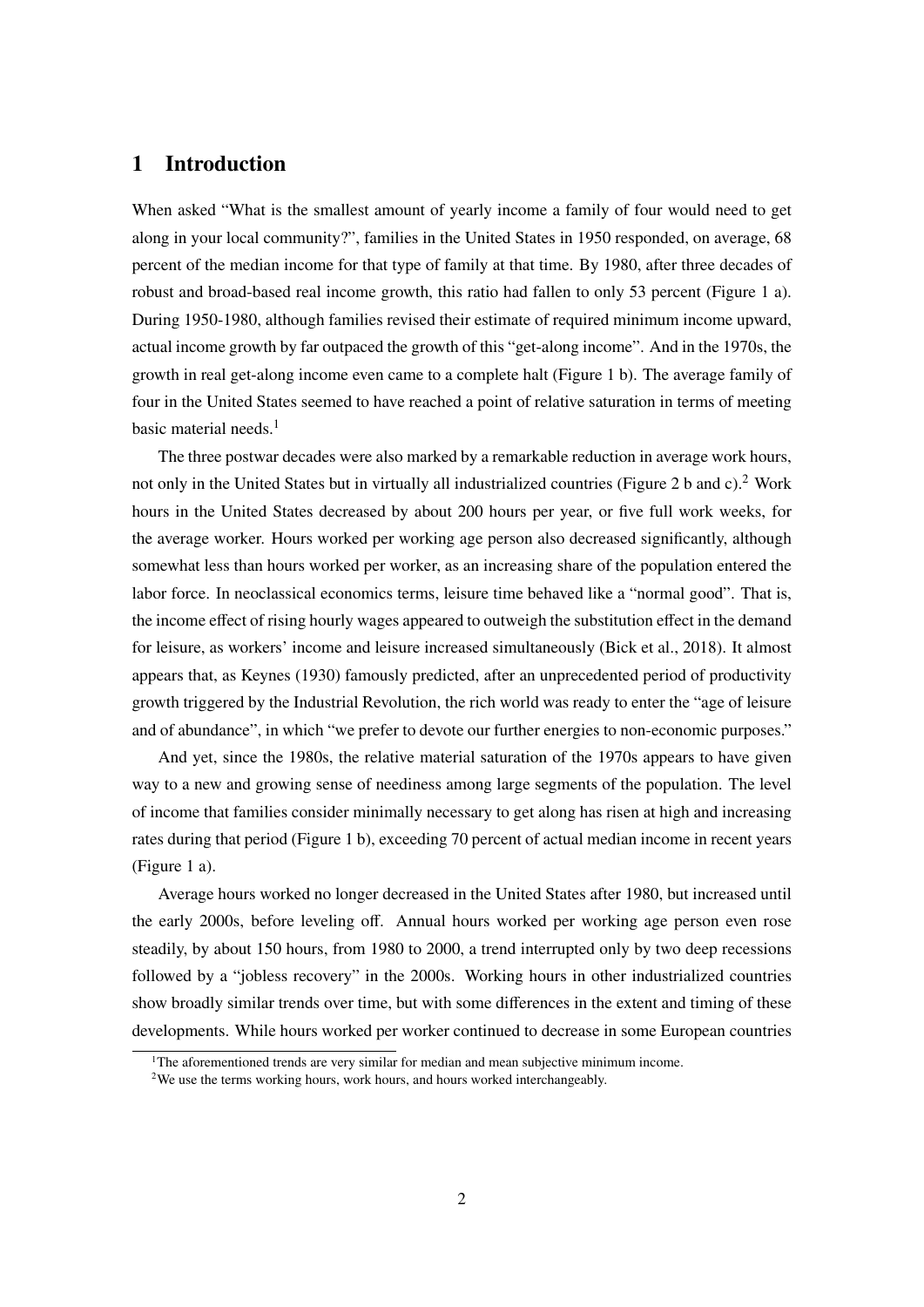# 1 Introduction

When asked "What is the smallest amount of yearly income a family of four would need to get along in your local community?", families in the United States in 1950 responded, on average, 68 percent of the median income for that type of family at that time. By 1980, after three decades of robust and broad-based real income growth, this ratio had fallen to only 53 percent (Figure 1 a). During 1950-1980, although families revised their estimate of required minimum income upward, actual income growth by far outpaced the growth of this "get-along income". And in the 1970s, the growth in real get-along income even came to a complete halt (Figure 1 b). The average family of four in the United States seemed to have reached a point of relative saturation in terms of meeting basic material needs.[1]

The three postwar decades were also marked by a remarkable reduction in average work hours, not only in the United States but in virtually all industrialized countries (Figure 2 b and c).[2] Work hours in the United States decreased by about 200 hours per year, or five full work weeks, for the average worker. Hours worked per working age person also decreased significantly, although somewhat less than hours worked per worker, as an increasing share of the population entered the labor force. In neoclassical economics terms, leisure time behaved like a "normal good". That is, the income effect of rising hourly wages appeared to outweigh the substitution effect in the demand for leisure, as workers' income and leisure increased simultaneously (Bick et al., 2018). It almost appears that, as Keynes (1930) famously predicted, after an unprecedented period of productivity growth triggered by the Industrial Revolution, the rich world was ready to enter the "age of leisure and of abundance", in which "we prefer to devote our further energies to non-economic purposes."

And yet, since the 1980s, the relative material saturation of the 1970s appears to have given way to a new and growing sense of neediness among large segments of the population. The level of income that families consider minimally necessary to get along has risen at high and increasing rates during that period (Figure 1 b), exceeding 70 percent of actual median income in recent years (Figure 1 a).

Average hours worked no longer decreased in the United States after 1980, but increased until the early 2000s, before leveling off. Annual hours worked per working age person even rose steadily, by about 150 hours, from 1980 to 2000, a trend interrupted only by two deep recessions followed by a "jobless recovery" in the 2000s. Working hours in other industrialized countries show broadly similar trends over time, but with some differences in the extent and timing of these developments. While hours worked per worker continued to decrease in some European countries

[1] The aforementioned trends are very similar for median and mean subjective minimum income.

[2] We use the terms working hours, work hours, and hours worked interchangeably.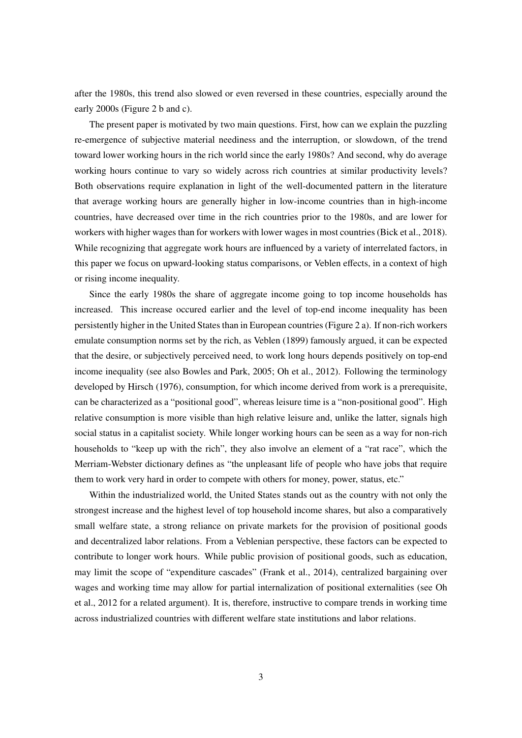after the 1980s, this trend also slowed or even reversed in these countries, especially around the early 2000s (Figure 2 b and c).

The present paper is motivated by two main questions. First, how can we explain the puzzling re-emergence of subjective material neediness and the interruption, or slowdown, of the trend toward lower working hours in the rich world since the early 1980s? And second, why do average working hours continue to vary so widely across rich countries at similar productivity levels? Both observations require explanation in light of the well-documented pattern in the literature that average working hours are generally higher in low-income countries than in high-income countries, have decreased over time in the rich countries prior to the 1980s, and are lower for workers with higher wages than for workers with lower wages in most countries (Bick et al., 2018). While recognizing that aggregate work hours are influenced by a variety of interrelated factors, in this paper we focus on upward-looking status comparisons, or Veblen effects, in a context of high or rising income inequality.

Since the early 1980s the share of aggregate income going to top income households has increased. This increase occured earlier and the level of top-end income inequality has been persistently higher in the United States than in European countries (Figure 2 a). If non-rich workers emulate consumption norms set by the rich, as Veblen (1899) famously argued, it can be expected that the desire, or subjectively perceived need, to work long hours depends positively on top-end income inequality (see also Bowles and Park, 2005; Oh et al., 2012). Following the terminology developed by Hirsch (1976), consumption, for which income derived from work is a prerequisite, can be characterized as a "positional good", whereas leisure time is a "non-positional good". High relative consumption is more visible than high relative leisure and, unlike the latter, signals high social status in a capitalist society. While longer working hours can be seen as a way for non-rich households to "keep up with the rich", they also involve an element of a "rat race", which the Merriam-Webster dictionary defines as "the unpleasant life of people who have jobs that require them to work very hard in order to compete with others for money, power, status, etc."

Within the industrialized world, the United States stands out as the country with not only the strongest increase and the highest level of top household income shares, but also a comparatively small welfare state, a strong reliance on private markets for the provision of positional goods and decentralized labor relations. From a Veblenian perspective, these factors can be expected to contribute to longer work hours. While public provision of positional goods, such as education, may limit the scope of "expenditure cascades" (Frank et al., 2014), centralized bargaining over wages and working time may allow for partial internalization of positional externalities (see Oh et al., 2012 for a related argument). It is, therefore, instructive to compare trends in working time across industrialized countries with different welfare state institutions and labor relations.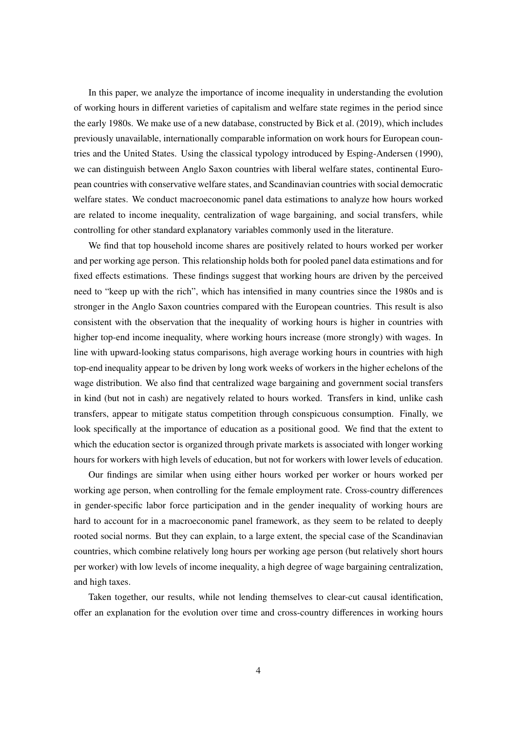In this paper, we analyze the importance of income inequality in understanding the evolution of working hours in different varieties of capitalism and welfare state regimes in the period since the early 1980s. We make use of a new database, constructed by Bick et al. (2019), which includes previously unavailable, internationally comparable information on work hours for European countries and the United States. Using the classical typology introduced by Esping-Andersen (1990), we can distinguish between Anglo Saxon countries with liberal welfare states, continental European countries with conservative welfare states, and Scandinavian countries with social democratic welfare states. We conduct macroeconomic panel data estimations to analyze how hours worked are related to income inequality, centralization of wage bargaining, and social transfers, while controlling for other standard explanatory variables commonly used in the literature.

We find that top household income shares are positively related to hours worked per worker and per working age person. This relationship holds both for pooled panel data estimations and for fixed effects estimations. These findings suggest that working hours are driven by the perceived need to "keep up with the rich", which has intensified in many countries since the 1980s and is stronger in the Anglo Saxon countries compared with the European countries. This result is also consistent with the observation that the inequality of working hours is higher in countries with higher top-end income inequality, where working hours increase (more strongly) with wages. In line with upward-looking status comparisons, high average working hours in countries with high top-end inequality appear to be driven by long work weeks of workers in the higher echelons of the wage distribution. We also find that centralized wage bargaining and government social transfers in kind (but not in cash) are negatively related to hours worked. Transfers in kind, unlike cash transfers, appear to mitigate status competition through conspicuous consumption. Finally, we look specifically at the importance of education as a positional good. We find that the extent to which the education sector is organized through private markets is associated with longer working hours for workers with high levels of education, but not for workers with lower levels of education.

Our findings are similar when using either hours worked per worker or hours worked per working age person, when controlling for the female employment rate. Cross-country differences in gender-specific labor force participation and in the gender inequality of working hours are hard to account for in a macroeconomic panel framework, as they seem to be related to deeply rooted social norms. But they can explain, to a large extent, the special case of the Scandinavian countries, which combine relatively long hours per working age person (but relatively short hours per worker) with low levels of income inequality, a high degree of wage bargaining centralization, and high taxes.

Taken together, our results, while not lending themselves to clear-cut causal identification, offer an explanation for the evolution over time and cross-country differences in working hours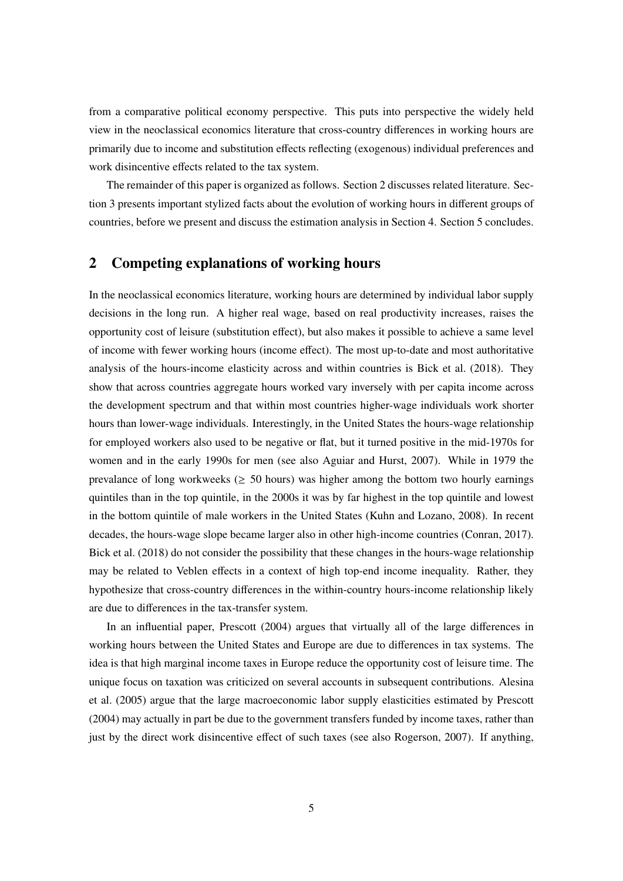from a comparative political economy perspective. This puts into perspective the widely held view in the neoclassical economics literature that cross-country differences in working hours are primarily due to income and substitution effects reflecting (exogenous) individual preferences and work disincentive effects related to the tax system.

The remainder of this paper is organized as follows. Section 2 discusses related literature. Section 3 presents important stylized facts about the evolution of working hours in different groups of countries, before we present and discuss the estimation analysis in Section 4. Section 5 concludes.

## 2 Competing explanations of working hours

In the neoclassical economics literature, working hours are determined by individual labor supply decisions in the long run. A higher real wage, based on real productivity increases, raises the opportunity cost of leisure (substitution effect), but also makes it possible to achieve a same level of income with fewer working hours (income effect). The most up-to-date and most authoritative analysis of the hours-income elasticity across and within countries is Bick et al. (2018). They show that across countries aggregate hours worked vary inversely with per capita income across the development spectrum and that within most countries higher-wage individuals work shorter hours than lower-wage individuals. Interestingly, in the United States the hours-wage relationship for employed workers also used to be negative or flat, but it turned positive in the mid-1970s for women and in the early 1990s for men (see also Aguiar and Hurst, 2007). While in 1979 the prevalance of long workweeks ($\geq$ 50 hours) was higher among the bottom two hourly earnings quintiles than in the top quintile, in the 2000s it was by far highest in the top quintile and lowest in the bottom quintile of male workers in the United States (Kuhn and Lozano, 2008). In recent decades, the hours-wage slope became larger also in other high-income countries (Conran, 2017). Bick et al. (2018) do not consider the possibility that these changes in the hours-wage relationship may be related to Veblen effects in a context of high top-end income inequality. Rather, they hypothesize that cross-country differences in the within-country hours-income relationship likely are due to differences in the tax-transfer system.

In an influential paper, Prescott (2004) argues that virtually all of the large differences in working hours between the United States and Europe are due to differences in tax systems. The idea is that high marginal income taxes in Europe reduce the opportunity cost of leisure time. The unique focus on taxation was criticized on several accounts in subsequent contributions. Alesina et al. (2005) argue that the large macroeconomic labor supply elasticities estimated by Prescott (2004) may actually in part be due to the government transfers funded by income taxes, rather than just by the direct work disincentive effect of such taxes (see also Rogerson, 2007). If anything,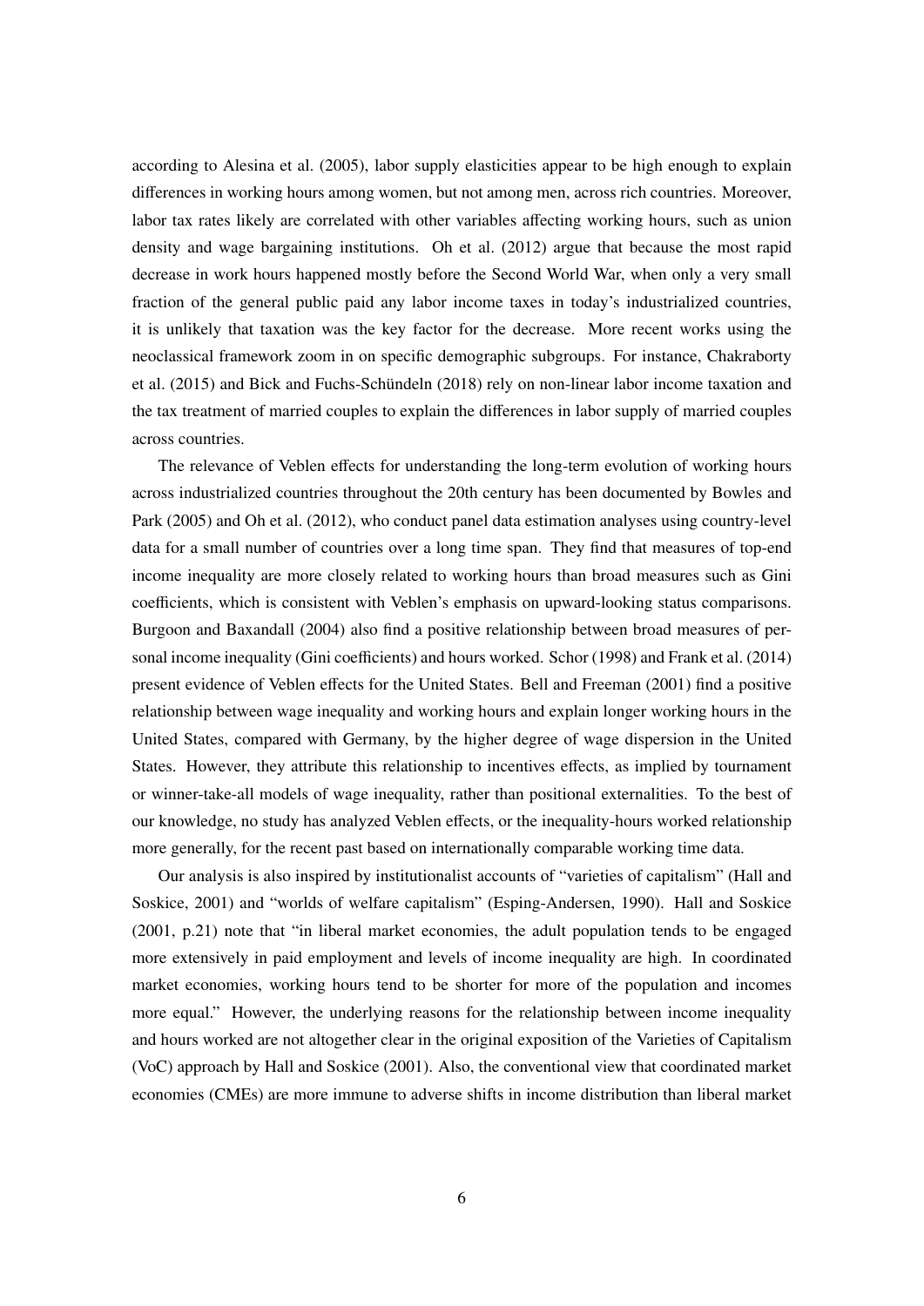according to Alesina et al. (2005), labor supply elasticities appear to be high enough to explain differences in working hours among women, but not among men, across rich countries. Moreover, labor tax rates likely are correlated with other variables affecting working hours, such as union density and wage bargaining institutions. Oh et al. (2012) argue that because the most rapid decrease in work hours happened mostly before the Second World War, when only a very small fraction of the general public paid any labor income taxes in today's industrialized countries, it is unlikely that taxation was the key factor for the decrease. More recent works using the neoclassical framework zoom in on specific demographic subgroups. For instance, Chakraborty et al. (2015) and Bick and Fuchs-Schündeln (2018) rely on non-linear labor income taxation and the tax treatment of married couples to explain the differences in labor supply of married couples across countries.

The relevance of Veblen effects for understanding the long-term evolution of working hours across industrialized countries throughout the 20th century has been documented by Bowles and Park (2005) and Oh et al. (2012), who conduct panel data estimation analyses using country-level data for a small number of countries over a long time span. They find that measures of top-end income inequality are more closely related to working hours than broad measures such as Gini coefficients, which is consistent with Veblen's emphasis on upward-looking status comparisons. Burgoon and Baxandall (2004) also find a positive relationship between broad measures of personal income inequality (Gini coefficients) and hours worked. Schor (1998) and Frank et al. (2014) present evidence of Veblen effects for the United States. Bell and Freeman (2001) find a positive relationship between wage inequality and working hours and explain longer working hours in the United States, compared with Germany, by the higher degree of wage dispersion in the United States. However, they attribute this relationship to incentives effects, as implied by tournament or winner-take-all models of wage inequality, rather than positional externalities. To the best of our knowledge, no study has analyzed Veblen effects, or the inequality-hours worked relationship more generally, for the recent past based on internationally comparable working time data.

Our analysis is also inspired by institutionalist accounts of "varieties of capitalism" (Hall and Soskice, 2001) and "worlds of welfare capitalism" (Esping-Andersen, 1990). Hall and Soskice (2001, p.21) note that "in liberal market economies, the adult population tends to be engaged more extensively in paid employment and levels of income inequality are high. In coordinated market economies, working hours tend to be shorter for more of the population and incomes more equal." However, the underlying reasons for the relationship between income inequality and hours worked are not altogether clear in the original exposition of the Varieties of Capitalism (VoC) approach by Hall and Soskice (2001). Also, the conventional view that coordinated market economies (CMEs) are more immune to adverse shifts in income distribution than liberal market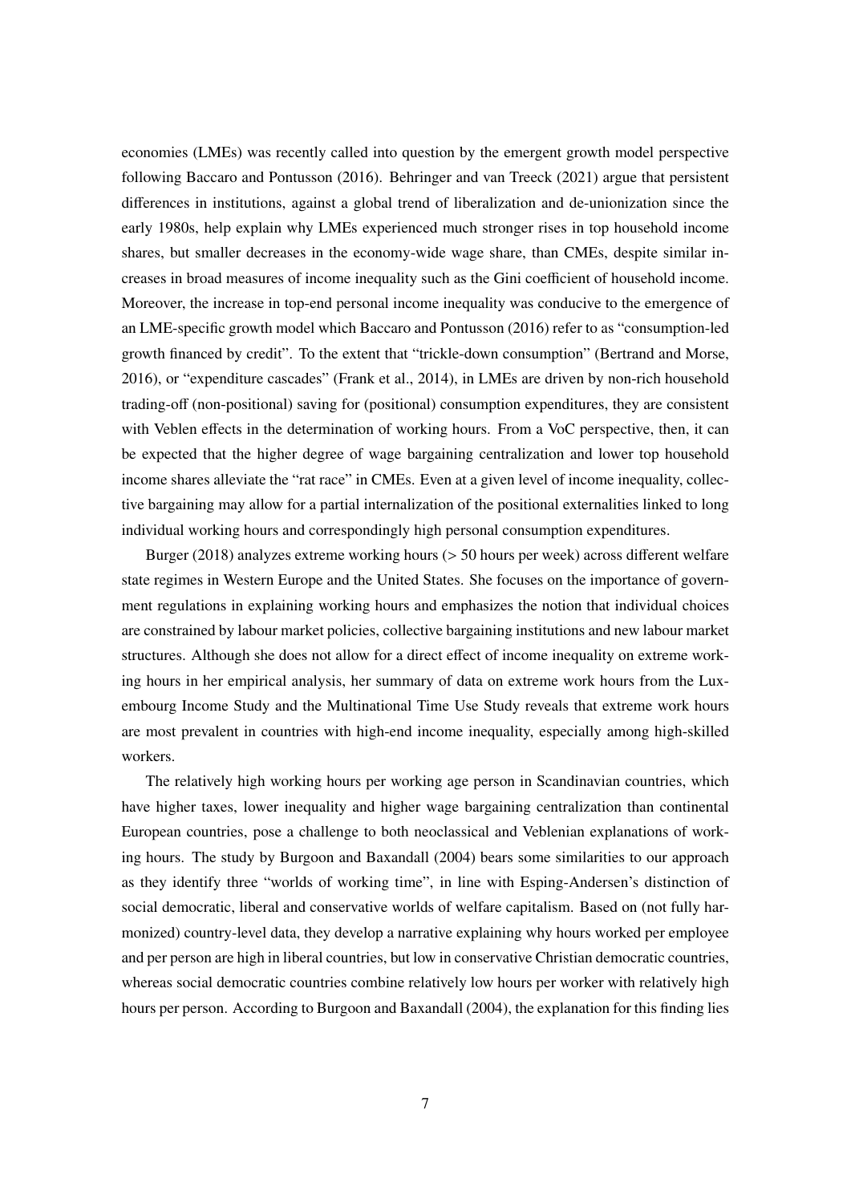economies (LMEs) was recently called into question by the emergent growth model perspective following Baccaro and Pontusson (2016). Behringer and van Treeck (2021) argue that persistent differences in institutions, against a global trend of liberalization and de-unionization since the early 1980s, help explain why LMEs experienced much stronger rises in top household income shares, but smaller decreases in the economy-wide wage share, than CMEs, despite similar increases in broad measures of income inequality such as the Gini coefficient of household income. Moreover, the increase in top-end personal income inequality was conducive to the emergence of an LME-specific growth model which Baccaro and Pontusson (2016) refer to as "consumption-led growth financed by credit". To the extent that "trickle-down consumption" (Bertrand and Morse, 2016), or "expenditure cascades" (Frank et al., 2014), in LMEs are driven by non-rich household trading-off (non-positional) saving for (positional) consumption expenditures, they are consistent with Veblen effects in the determination of working hours. From a VoC perspective, then, it can be expected that the higher degree of wage bargaining centralization and lower top household income shares alleviate the "rat race" in CMEs. Even at a given level of income inequality, collective bargaining may allow for a partial internalization of the positional externalities linked to long individual working hours and correspondingly high personal consumption expenditures.

Burger (2018) analyzes extreme working hours (> 50 hours per week) across different welfare state regimes in Western Europe and the United States. She focuses on the importance of government regulations in explaining working hours and emphasizes the notion that individual choices are constrained by labour market policies, collective bargaining institutions and new labour market structures. Although she does not allow for a direct effect of income inequality on extreme working hours in her empirical analysis, her summary of data on extreme work hours from the Luxembourg Income Study and the Multinational Time Use Study reveals that extreme work hours are most prevalent in countries with high-end income inequality, especially among high-skilled workers.

The relatively high working hours per working age person in Scandinavian countries, which have higher taxes, lower inequality and higher wage bargaining centralization than continental European countries, pose a challenge to both neoclassical and Veblenian explanations of working hours. The study by Burgoon and Baxandall (2004) bears some similarities to our approach as they identify three "worlds of working time", in line with Esping-Andersen's distinction of social democratic, liberal and conservative worlds of welfare capitalism. Based on (not fully harmonized) country-level data, they develop a narrative explaining why hours worked per employee and per person are high in liberal countries, but low in conservative Christian democratic countries, whereas social democratic countries combine relatively low hours per worker with relatively high hours per person. According to Burgoon and Baxandall (2004), the explanation for this finding lies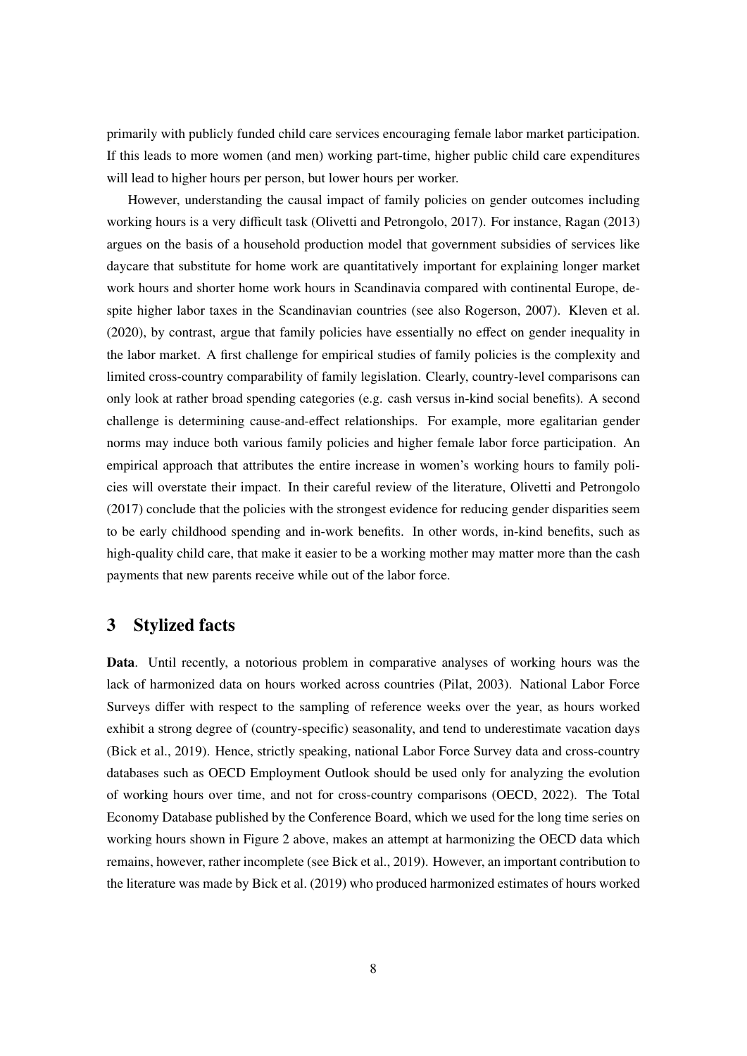primarily with publicly funded child care services encouraging female labor market participation. If this leads to more women (and men) working part-time, higher public child care expenditures will lead to higher hours per person, but lower hours per worker.

However, understanding the causal impact of family policies on gender outcomes including working hours is a very difficult task (Olivetti and Petrongolo, 2017). For instance, Ragan (2013) argues on the basis of a household production model that government subsidies of services like daycare that substitute for home work are quantitatively important for explaining longer market work hours and shorter home work hours in Scandinavia compared with continental Europe, despite higher labor taxes in the Scandinavian countries (see also Rogerson, 2007). Kleven et al. (2020), by contrast, argue that family policies have essentially no effect on gender inequality in the labor market. A first challenge for empirical studies of family policies is the complexity and limited cross-country comparability of family legislation. Clearly, country-level comparisons can only look at rather broad spending categories (e.g. cash versus in-kind social benefits). A second challenge is determining cause-and-effect relationships. For example, more egalitarian gender norms may induce both various family policies and higher female labor force participation. An empirical approach that attributes the entire increase in women's working hours to family policies will overstate their impact. In their careful review of the literature, Olivetti and Petrongolo (2017) conclude that the policies with the strongest evidence for reducing gender disparities seem to be early childhood spending and in-work benefits. In other words, in-kind benefits, such as high-quality child care, that make it easier to be a working mother may matter more than the cash payments that new parents receive while out of the labor force.

## 3 Stylized facts

**Data**. Until recently, a notorious problem in comparative analyses of working hours was the lack of harmonized data on hours worked across countries (Pilat, 2003). National Labor Force Surveys differ with respect to the sampling of reference weeks over the year, as hours worked exhibit a strong degree of (country-specific) seasonality, and tend to underestimate vacation days (Bick et al., 2019). Hence, strictly speaking, national Labor Force Survey data and cross-country databases such as OECD Employment Outlook should be used only for analyzing the evolution of working hours over time, and not for cross-country comparisons (OECD, 2022). The Total Economy Database published by the Conference Board, which we used for the long time series on working hours shown in Figure 2 above, makes an attempt at harmonizing the OECD data which remains, however, rather incomplete (see Bick et al., 2019). However, an important contribution to the literature was made by Bick et al. (2019) who produced harmonized estimates of hours worked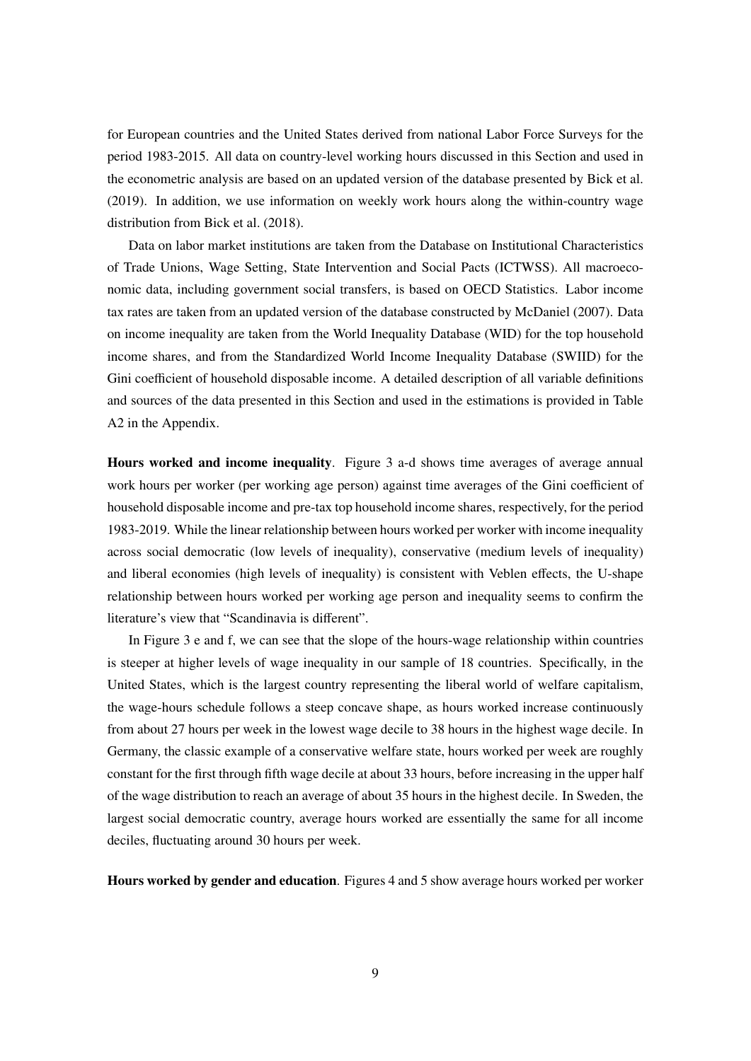for European countries and the United States derived from national Labor Force Surveys for the period 1983-2015. All data on country-level working hours discussed in this Section and used in the econometric analysis are based on an updated version of the database presented by Bick et al. (2019). In addition, we use information on weekly work hours along the within-country wage distribution from Bick et al. (2018).

Data on labor market institutions are taken from the Database on Institutional Characteristics of Trade Unions, Wage Setting, State Intervention and Social Pacts (ICTWSS). All macroeconomic data, including government social transfers, is based on OECD Statistics. Labor income tax rates are taken from an updated version of the database constructed by McDaniel (2007). Data on income inequality are taken from the World Inequality Database (WID) for the top household income shares, and from the Standardized World Income Inequality Database (SWIID) for the Gini coefficient of household disposable income. A detailed description of all variable definitions and sources of the data presented in this Section and used in the estimations is provided in Table A2 in the Appendix.

**Hours worked and income inequality**. Figure 3 a-d shows time averages of average annual work hours per worker (per working age person) against time averages of the Gini coefficient of household disposable income and pre-tax top household income shares, respectively, for the period 1983-2019. While the linear relationship between hours worked per worker with income inequality across social democratic (low levels of inequality), conservative (medium levels of inequality) and liberal economies (high levels of inequality) is consistent with Veblen effects, the U-shape relationship between hours worked per working age person and inequality seems to confirm the literature's view that "Scandinavia is different".

In Figure 3 e and f, we can see that the slope of the hours-wage relationship within countries is steeper at higher levels of wage inequality in our sample of 18 countries. Specifically, in the United States, which is the largest country representing the liberal world of welfare capitalism, the wage-hours schedule follows a steep concave shape, as hours worked increase continuously from about 27 hours per week in the lowest wage decile to 38 hours in the highest wage decile. In Germany, the classic example of a conservative welfare state, hours worked per week are roughly constant for the first through fifth wage decile at about 33 hours, before increasing in the upper half of the wage distribution to reach an average of about 35 hours in the highest decile. In Sweden, the largest social democratic country, average hours worked are essentially the same for all income deciles, fluctuating around 30 hours per week.

**Hours worked by gender and education**. Figures 4 and 5 show average hours worked per worker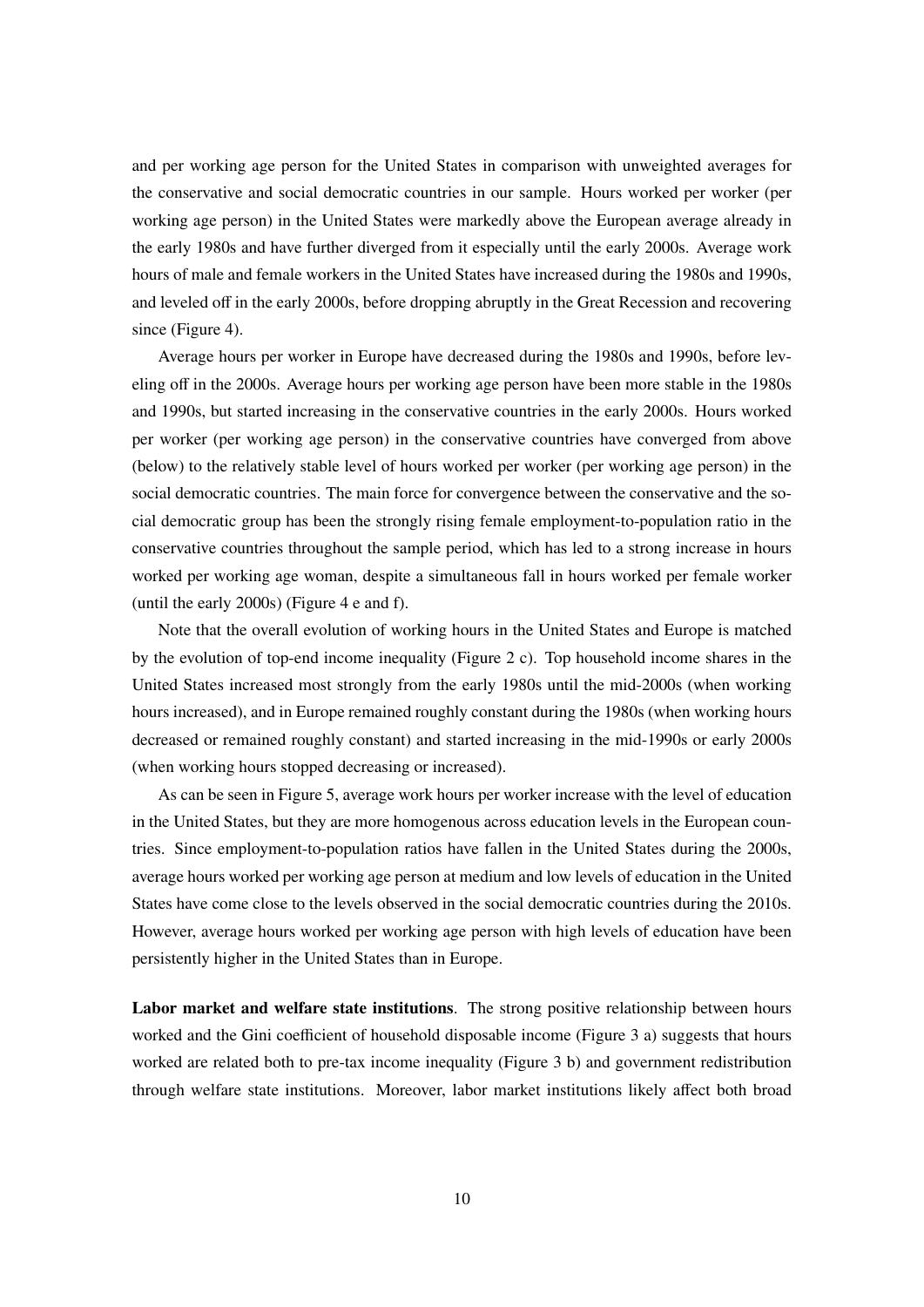and per working age person for the United States in comparison with unweighted averages for the conservative and social democratic countries in our sample. Hours worked per worker (per working age person) in the United States were markedly above the European average already in the early 1980s and have further diverged from it especially until the early 2000s. Average work hours of male and female workers in the United States have increased during the 1980s and 1990s, and leveled off in the early 2000s, before dropping abruptly in the Great Recession and recovering since (Figure 4).

Average hours per worker in Europe have decreased during the 1980s and 1990s, before leveling off in the 2000s. Average hours per working age person have been more stable in the 1980s and 1990s, but started increasing in the conservative countries in the early 2000s. Hours worked per worker (per working age person) in the conservative countries have converged from above (below) to the relatively stable level of hours worked per worker (per working age person) in the social democratic countries. The main force for convergence between the conservative and the social democratic group has been the strongly rising female employment-to-population ratio in the conservative countries throughout the sample period, which has led to a strong increase in hours worked per working age woman, despite a simultaneous fall in hours worked per female worker (until the early 2000s) (Figure 4 e and f).

Note that the overall evolution of working hours in the United States and Europe is matched by the evolution of top-end income inequality (Figure 2 c). Top household income shares in the United States increased most strongly from the early 1980s until the mid-2000s (when working hours increased), and in Europe remained roughly constant during the 1980s (when working hours decreased or remained roughly constant) and started increasing in the mid-1990s or early 2000s (when working hours stopped decreasing or increased).

As can be seen in Figure 5, average work hours per worker increase with the level of education in the United States, but they are more homogenous across education levels in the European countries. Since employment-to-population ratios have fallen in the United States during the 2000s, average hours worked per working age person at medium and low levels of education in the United States have come close to the levels observed in the social democratic countries during the 2010s. However, average hours worked per working age person with high levels of education have been persistently higher in the United States than in Europe.

**Labor market and welfare state institutions**. The strong positive relationship between hours worked and the Gini coefficient of household disposable income (Figure 3 a) suggests that hours worked are related both to pre-tax income inequality (Figure 3 b) and government redistribution through welfare state institutions. Moreover, labor market institutions likely affect both broad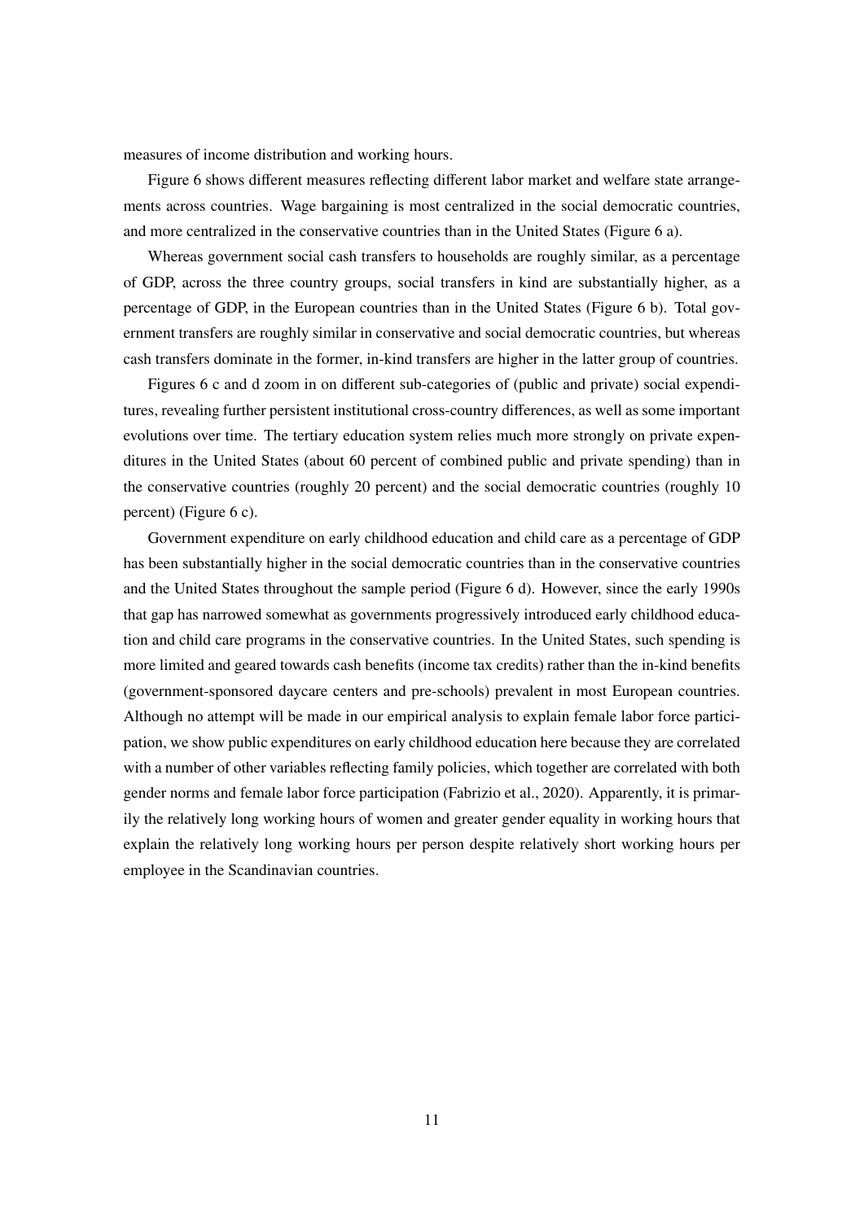measures of income distribution and working hours.

Figure 6 shows different measures reflecting different labor market and welfare state arrangements across countries. Wage bargaining is most centralized in the social democratic countries, and more centralized in the conservative countries than in the United States (Figure 6 a).

Whereas government social cash transfers to households are roughly similar, as a percentage of GDP, across the three country groups, social transfers in kind are substantially higher, as a percentage of GDP, in the European countries than in the United States (Figure 6 b). Total government transfers are roughly similar in conservative and social democratic countries, but whereas cash transfers dominate in the former, in-kind transfers are higher in the latter group of countries.

Figures 6 c and d zoom in on different sub-categories of (public and private) social expenditures, revealing further persistent institutional cross-country differences, as well as some important evolutions over time. The tertiary education system relies much more strongly on private expenditures in the United States (about 60 percent of combined public and private spending) than in the conservative countries (roughly 20 percent) and the social democratic countries (roughly 10 percent) (Figure 6 c).

Government expenditure on early childhood education and child care as a percentage of GDP has been substantially higher in the social democratic countries than in the conservative countries and the United States throughout the sample period (Figure 6 d). However, since the early 1990s that gap has narrowed somewhat as governments progressively introduced early childhood education and child care programs in the conservative countries. In the United States, such spending is more limited and geared towards cash benefits (income tax credits) rather than the in-kind benefits (government-sponsored daycare centers and pre-schools) prevalent in most European countries. Although no attempt will be made in our empirical analysis to explain female labor force participation, we show public expenditures on early childhood education here because they are correlated with a number of other variables reflecting family policies, which together are correlated with both gender norms and female labor force participation (Fabrizio et al., 2020). Apparently, it is primarily the relatively long working hours of women and greater gender equality in working hours that explain the relatively long working hours per person despite relatively short working hours per employee in the Scandinavian countries.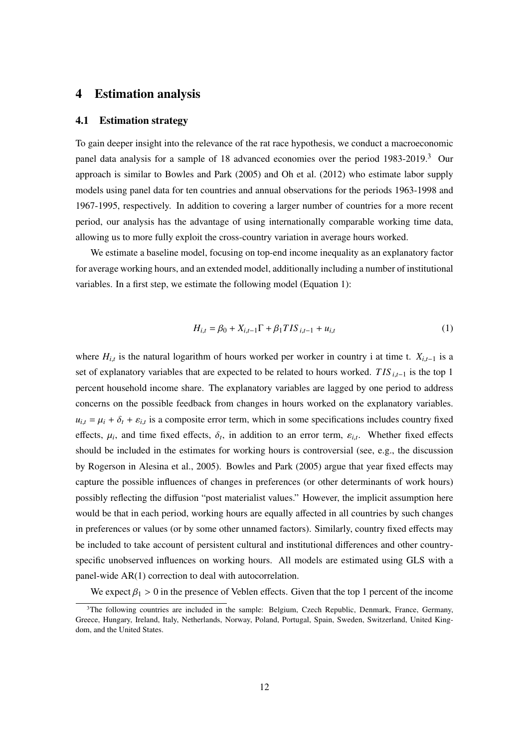# 4 Estimation analysis

## 4.1 Estimation strategy

To gain deeper insight into the relevance of the rat race hypothesis, we conduct a macroeconomic panel data analysis for a sample of 18 advanced economies over the period 1983-2019.[3] Our approach is similar to Bowles and Park (2005) and Oh et al. (2012) who estimate labor supply models using panel data for ten countries and annual observations for the periods 1963-1998 and 1967-1995, respectively. In addition to covering a larger number of countries for a more recent period, our analysis has the advantage of using internationally comparable working time data, allowing us to more fully exploit the cross-country variation in average hours worked.

We estimate a baseline model, focusing on top-end income inequality as an explanatory factor for average working hours, and an extended model, additionally including a number of institutional variables. In a first step, we estimate the following model (Equation 1):

$$H_{i,t} = \beta_0 + X_{i,t-1}\Gamma + \beta_1 TIS_{i,t-1} + u_{i,t} \tag{1}$$

where $H_{i,t}$ is the natural logarithm of hours worked per worker in country i at time t. $X_{i,t-1}$ is a set of explanatory variables that are expected to be related to hours worked. $TIS_{i,t-1}$ is the top 1 percent household income share. The explanatory variables are lagged by one period to address concerns on the possible feedback from changes in hours worked on the explanatory variables. $u_{i,t} = \mu_i + \delta_t + \varepsilon_{i,t}$ is a composite error term, which in some specifications includes country fixed effects, $\mu_i$, and time fixed effects, $\delta_t$, in addition to an error term, $\varepsilon_{i,t}$. Whether fixed effects should be included in the estimates for working hours is controversial (see, e.g., the discussion by Rogerson in Alesina et al., 2005). Bowles and Park (2005) argue that year fixed effects may capture the possible influences of changes in preferences (or other determinants of work hours) possibly reflecting the diffusion "post materialist values." However, the implicit assumption here would be that in each period, working hours are equally affected in all countries by such changes in preferences or values (or by some other unnamed factors). Similarly, country fixed effects may be included to take account of persistent cultural and institutional differences and other country-specific unobserved influences on working hours. All models are estimated using GLS with a panel-wide AR(1) correction to deal with autocorrelation.

We expect $\beta_1 > 0$ in the presence of Veblen effects. Given that the top 1 percent of the income

[3] The following countries are included in the sample: Belgium, Czech Republic, Denmark, France, Germany, Greece, Hungary, Ireland, Italy, Netherlands, Norway, Poland, Portugal, Spain, Sweden, Switzerland, United Kingdom, and the United States.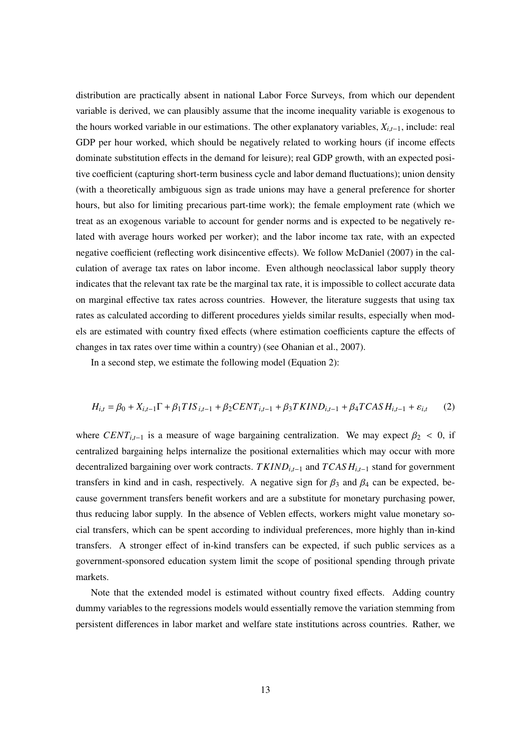distribution are practically absent in national Labor Force Surveys, from which our dependent variable is derived, we can plausibly assume that the income inequality variable is exogenous to the hours worked variable in our estimations. The other explanatory variables, $X_{i,t-1}$, include: real GDP per hour worked, which should be negatively related to working hours (if income effects dominate substitution effects in the demand for leisure); real GDP growth, with an expected positive coefficient (capturing short-term business cycle and labor demand fluctuations); union density (with a theoretically ambiguous sign as trade unions may have a general preference for shorter hours, but also for limiting precarious part-time work); the female employment rate (which we treat as an exogenous variable to account for gender norms and is expected to be negatively related with average hours worked per worker); and the labor income tax rate, with an expected negative coefficient (reflecting work disincentive effects). We follow McDaniel (2007) in the calculation of average tax rates on labor income. Even although neoclassical labor supply theory indicates that the relevant tax rate be the marginal tax rate, it is impossible to collect accurate data on marginal effective tax rates across countries. However, the literature suggests that using tax rates as calculated according to different procedures yields similar results, especially when models are estimated with country fixed effects (where estimation coefficients capture the effects of changes in tax rates over time within a country) (see Ohanian et al., 2007).

In a second step, we estimate the following model (Equation 2):

$$H_{i,t} = \beta_0 + X_{i,t-1}\Gamma + \beta_1 TIS_{i,t-1} + \beta_2 CENT_{i,t-1} + \beta_3 TKIND_{i,t-1} + \beta_4 TCASH_{i,t-1} + \varepsilon_{i,t} \qquad (2)$$

where $CENT_{i,t-1}$ is a measure of wage bargaining centralization. We may expect $\beta_2 < 0$, if centralized bargaining helps internalize the positional externalities which may occur with more decentralized bargaining over work contracts. $TKIND_{i,t-1}$ and $TCASH_{i,t-1}$ stand for government transfers in kind and in cash, respectively. A negative sign for $\beta_3$ and $\beta_4$ can be expected, because government transfers benefit workers and are a substitute for monetary purchasing power, thus reducing labor supply. In the absence of Veblen effects, workers might value monetary social transfers, which can be spent according to individual preferences, more highly than in-kind transfers. A stronger effect of in-kind transfers can be expected, if such public services as a government-sponsored education system limit the scope of positional spending through private markets.

Note that the extended model is estimated without country fixed effects. Adding country dummy variables to the regressions models would essentially remove the variation stemming from persistent differences in labor market and welfare state institutions across countries. Rather, we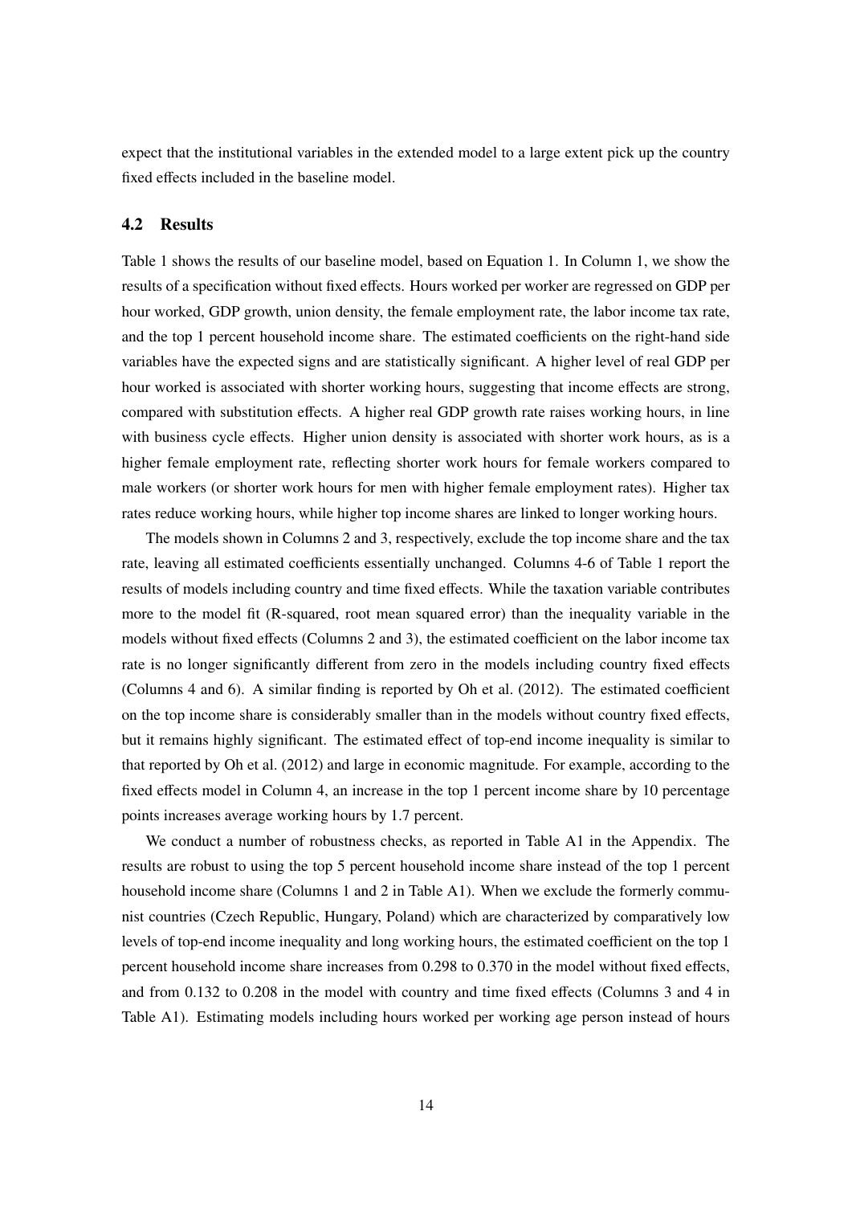expect that the institutional variables in the extended model to a large extent pick up the country fixed effects included in the baseline model.

### 4.2 Results

Table 1 shows the results of our baseline model, based on Equation 1. In Column 1, we show the results of a specification without fixed effects. Hours worked per worker are regressed on GDP per hour worked, GDP growth, union density, the female employment rate, the labor income tax rate, and the top 1 percent household income share. The estimated coefficients on the right-hand side variables have the expected signs and are statistically significant. A higher level of real GDP per hour worked is associated with shorter working hours, suggesting that income effects are strong, compared with substitution effects. A higher real GDP growth rate raises working hours, in line with business cycle effects. Higher union density is associated with shorter work hours, as is a higher female employment rate, reflecting shorter work hours for female workers compared to male workers (or shorter work hours for men with higher female employment rates). Higher tax rates reduce working hours, while higher top income shares are linked to longer working hours.

The models shown in Columns 2 and 3, respectively, exclude the top income share and the tax rate, leaving all estimated coefficients essentially unchanged. Columns 4-6 of Table 1 report the results of models including country and time fixed effects. While the taxation variable contributes more to the model fit (R-squared, root mean squared error) than the inequality variable in the models without fixed effects (Columns 2 and 3), the estimated coefficient on the labor income tax rate is no longer significantly different from zero in the models including country fixed effects (Columns 4 and 6). A similar finding is reported by Oh et al. (2012). The estimated coefficient on the top income share is considerably smaller than in the models without country fixed effects, but it remains highly significant. The estimated effect of top-end income inequality is similar to that reported by Oh et al. (2012) and large in economic magnitude. For example, according to the fixed effects model in Column 4, an increase in the top 1 percent income share by 10 percentage points increases average working hours by 1.7 percent.

We conduct a number of robustness checks, as reported in Table A1 in the Appendix. The results are robust to using the top 5 percent household income share instead of the top 1 percent household income share (Columns 1 and 2 in Table A1). When we exclude the formerly communist countries (Czech Republic, Hungary, Poland) which are characterized by comparatively low levels of top-end income inequality and long working hours, the estimated coefficient on the top 1 percent household income share increases from 0.298 to 0.370 in the model without fixed effects, and from 0.132 to 0.208 in the model with country and time fixed effects (Columns 3 and 4 in Table A1). Estimating models including hours worked per working age person instead of hours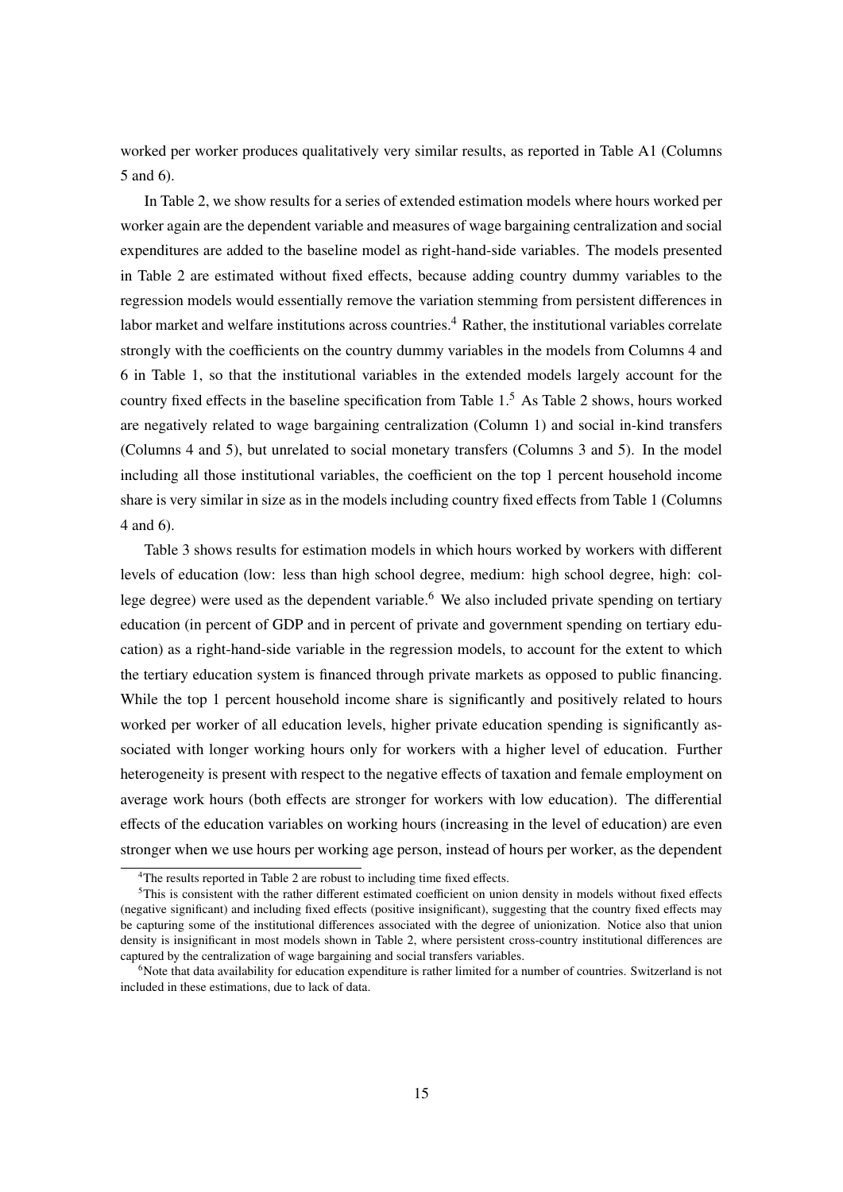worked per worker produces qualitatively very similar results, as reported in Table A1 (Columns 5 and 6).

In Table 2, we show results for a series of extended estimation models where hours worked per worker again are the dependent variable and measures of wage bargaining centralization and social expenditures are added to the baseline model as right-hand-side variables. The models presented in Table 2 are estimated without fixed effects, because adding country dummy variables to the regression models would essentially remove the variation stemming from persistent differences in labor market and welfare institutions across countries.[4] Rather, the institutional variables correlate strongly with the coefficients on the country dummy variables in the models from Columns 4 and 6 in Table 1, so that the institutional variables in the extended models largely account for the country fixed effects in the baseline specification from Table 1.[5] As Table 2 shows, hours worked are negatively related to wage bargaining centralization (Column 1) and social in-kind transfers (Columns 4 and 5), but unrelated to social monetary transfers (Columns 3 and 5). In the model including all those institutional variables, the coefficient on the top 1 percent household income share is very similar in size as in the models including country fixed effects from Table 1 (Columns 4 and 6).

Table 3 shows results for estimation models in which hours worked by workers with different levels of education (low: less than high school degree, medium: high school degree, high: college degree) were used as the dependent variable.[6] We also included private spending on tertiary education (in percent of GDP and in percent of private and government spending on tertiary education) as a right-hand-side variable in the regression models, to account for the extent to which the tertiary education system is financed through private markets as opposed to public financing. While the top 1 percent household income share is significantly and positively related to hours worked per worker of all education levels, higher private education spending is significantly associated with longer working hours only for workers with a higher level of education. Further heterogeneity is present with respect to the negative effects of taxation and female employment on average work hours (both effects are stronger for workers with low education). The differential effects of the education variables on working hours (increasing in the level of education) are even stronger when we use hours per working age person, instead of hours per worker, as the dependent

[4] The results reported in Table 2 are robust to including time fixed effects.

[5] This is consistent with the rather different estimated coefficient on union density in models without fixed effects (negative significant) and including fixed effects (positive insignificant), suggesting that the country fixed effects may be capturing some of the institutional differences associated with the degree of unionization. Notice also that union density is insignificant in most models shown in Table 2, where persistent cross-country institutional differences are captured by the centralization of wage bargaining and social transfers variables.

[6] Note that data availability for education expenditure is rather limited for a number of countries. Switzerland is not included in these estimations, due to lack of data.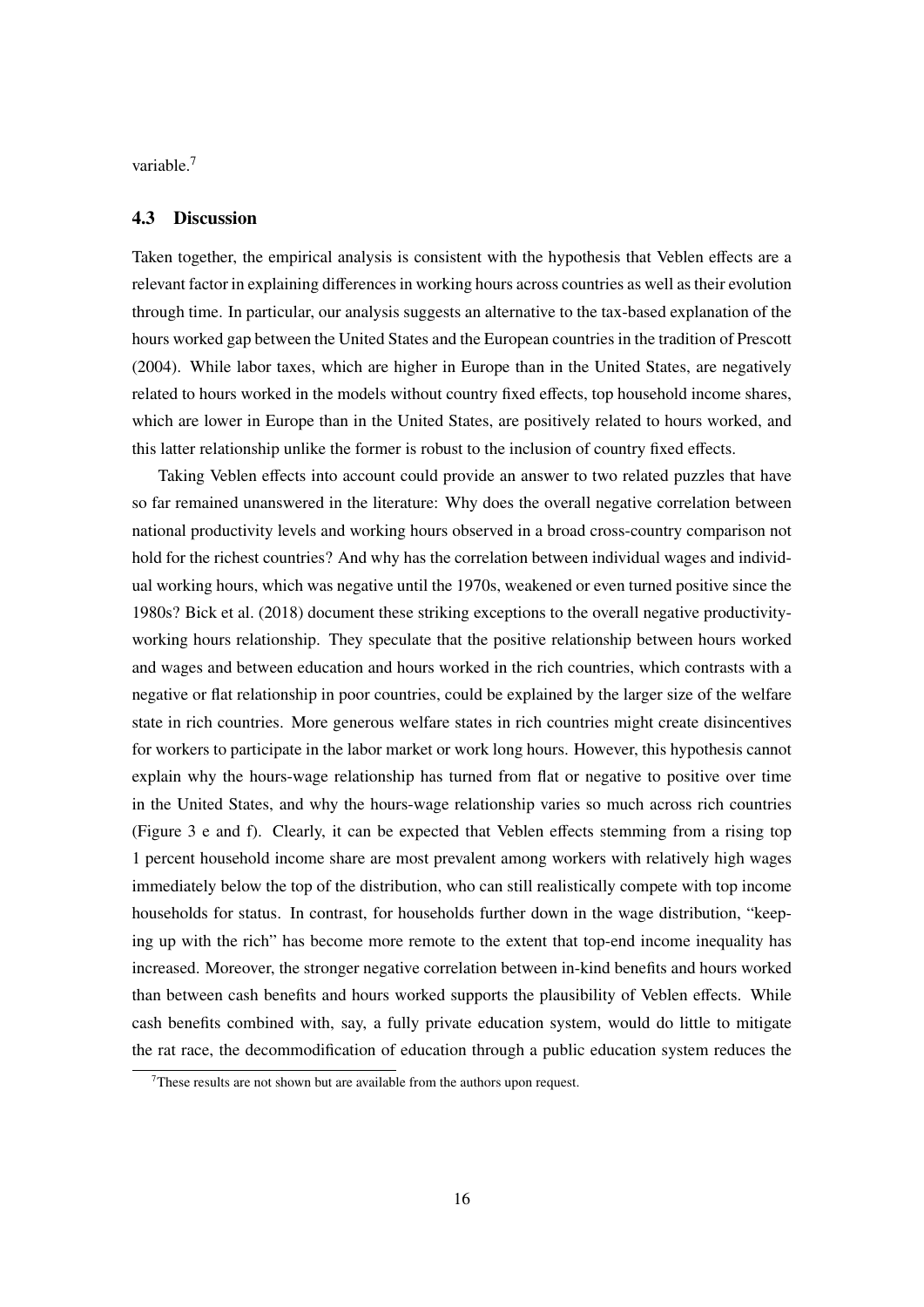variable.[7]

### 4.3 Discussion

Taken together, the empirical analysis is consistent with the hypothesis that Veblen effects are a relevant factor in explaining differences in working hours across countries as well as their evolution through time. In particular, our analysis suggests an alternative to the tax-based explanation of the hours worked gap between the United States and the European countries in the tradition of Prescott (2004). While labor taxes, which are higher in Europe than in the United States, are negatively related to hours worked in the models without country fixed effects, top household income shares, which are lower in Europe than in the United States, are positively related to hours worked, and this latter relationship unlike the former is robust to the inclusion of country fixed effects.

Taking Veblen effects into account could provide an answer to two related puzzles that have so far remained unanswered in the literature: Why does the overall negative correlation between national productivity levels and working hours observed in a broad cross-country comparison not hold for the richest countries? And why has the correlation between individual wages and individual working hours, which was negative until the 1970s, weakened or even turned positive since the 1980s? Bick et al. (2018) document these striking exceptions to the overall negative productivity-working hours relationship. They speculate that the positive relationship between hours worked and wages and between education and hours worked in the rich countries, which contrasts with a negative or flat relationship in poor countries, could be explained by the larger size of the welfare state in rich countries. More generous welfare states in rich countries might create disincentives for workers to participate in the labor market or work long hours. However, this hypothesis cannot explain why the hours-wage relationship has turned from flat or negative to positive over time in the United States, and why the hours-wage relationship varies so much across rich countries (Figure 3 e and f). Clearly, it can be expected that Veblen effects stemming from a rising top 1 percent household income share are most prevalent among workers with relatively high wages immediately below the top of the distribution, who can still realistically compete with top income households for status. In contrast, for households further down in the wage distribution, "keeping up with the rich" has become more remote to the extent that top-end income inequality has increased. Moreover, the stronger negative correlation between in-kind benefits and hours worked than between cash benefits and hours worked supports the plausibility of Veblen effects. While cash benefits combined with, say, a fully private education system, would do little to mitigate the rat race, the decommodification of education through a public education system reduces the

[7] These results are not shown but are available from the authors upon request.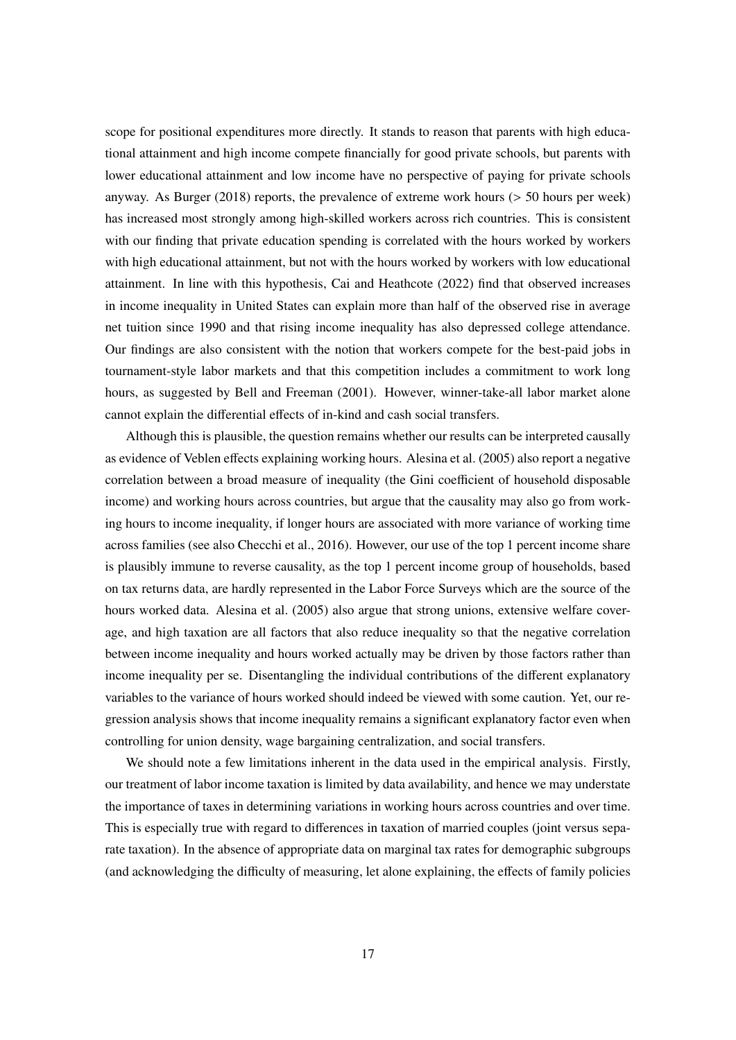scope for positional expenditures more directly. It stands to reason that parents with high educational attainment and high income compete financially for good private schools, but parents with lower educational attainment and low income have no perspective of paying for private schools anyway. As Burger (2018) reports, the prevalence of extreme work hours (> 50 hours per week) has increased most strongly among high-skilled workers across rich countries. This is consistent with our finding that private education spending is correlated with the hours worked by workers with high educational attainment, but not with the hours worked by workers with low educational attainment. In line with this hypothesis, Cai and Heathcote (2022) find that observed increases in income inequality in United States can explain more than half of the observed rise in average net tuition since 1990 and that rising income inequality has also depressed college attendance. Our findings are also consistent with the notion that workers compete for the best-paid jobs in tournament-style labor markets and that this competition includes a commitment to work long hours, as suggested by Bell and Freeman (2001). However, winner-take-all labor market alone cannot explain the differential effects of in-kind and cash social transfers.

Although this is plausible, the question remains whether our results can be interpreted causally as evidence of Veblen effects explaining working hours. Alesina et al. (2005) also report a negative correlation between a broad measure of inequality (the Gini coefficient of household disposable income) and working hours across countries, but argue that the causality may also go from working hours to income inequality, if longer hours are associated with more variance of working time across families (see also Checchi et al., 2016). However, our use of the top 1 percent income share is plausibly immune to reverse causality, as the top 1 percent income group of households, based on tax returns data, are hardly represented in the Labor Force Surveys which are the source of the hours worked data. Alesina et al. (2005) also argue that strong unions, extensive welfare coverage, and high taxation are all factors that also reduce inequality so that the negative correlation between income inequality and hours worked actually may be driven by those factors rather than income inequality per se. Disentangling the individual contributions of the different explanatory variables to the variance of hours worked should indeed be viewed with some caution. Yet, our regression analysis shows that income inequality remains a significant explanatory factor even when controlling for union density, wage bargaining centralization, and social transfers.

We should note a few limitations inherent in the data used in the empirical analysis. Firstly, our treatment of labor income taxation is limited by data availability, and hence we may understate the importance of taxes in determining variations in working hours across countries and over time. This is especially true with regard to differences in taxation of married couples (joint versus separate taxation). In the absence of appropriate data on marginal tax rates for demographic subgroups (and acknowledging the difficulty of measuring, let alone explaining, the effects of family policies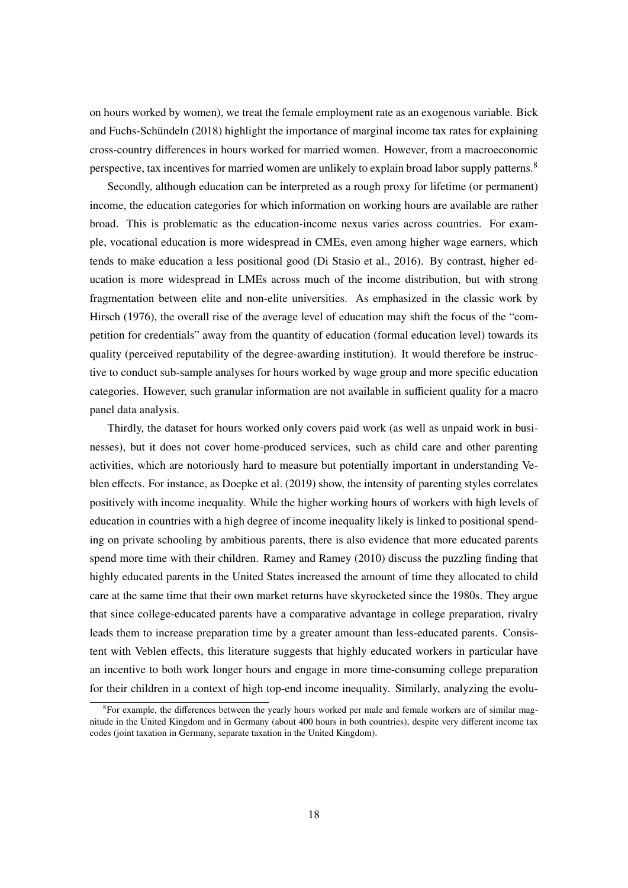on hours worked by women), we treat the female employment rate as an exogenous variable. Bick and Fuchs-Schündeln (2018) highlight the importance of marginal income tax rates for explaining cross-country differences in hours worked for married women. However, from a macroeconomic perspective, tax incentives for married women are unlikely to explain broad labor supply patterns.[8]

Secondly, although education can be interpreted as a rough proxy for lifetime (or permanent) income, the education categories for which information on working hours are available are rather broad. This is problematic as the education-income nexus varies across countries. For example, vocational education is more widespread in CMEs, even among higher wage earners, which tends to make education a less positional good (Di Stasio et al., 2016). By contrast, higher education is more widespread in LMEs across much of the income distribution, but with strong fragmentation between elite and non-elite universities. As emphasized in the classic work by Hirsch (1976), the overall rise of the average level of education may shift the focus of the "competition for credentials" away from the quantity of education (formal education level) towards its quality (perceived reputability of the degree-awarding institution). It would therefore be instructive to conduct sub-sample analyses for hours worked by wage group and more specific education categories. However, such granular information are not available in sufficient quality for a macro panel data analysis.

Thirdly, the dataset for hours worked only covers paid work (as well as unpaid work in businesses), but it does not cover home-produced services, such as child care and other parenting activities, which are notoriously hard to measure but potentially important in understanding Veblen effects. For instance, as Doepke et al. (2019) show, the intensity of parenting styles correlates positively with income inequality. While the higher working hours of workers with high levels of education in countries with a high degree of income inequality likely is linked to positional spending on private schooling by ambitious parents, there is also evidence that more educated parents spend more time with their children. Ramey and Ramey (2010) discuss the puzzling finding that highly educated parents in the United States increased the amount of time they allocated to child care at the same time that their own market returns have skyrocketed since the 1980s. They argue that since college-educated parents have a comparative advantage in college preparation, rivalry leads them to increase preparation time by a greater amount than less-educated parents. Consistent with Veblen effects, this literature suggests that highly educated workers in particular have an incentive to both work longer hours and engage in more time-consuming college preparation for their children in a context of high top-end income inequality. Similarly, analyzing the evolu-

[8] For example, the differences between the yearly hours worked per male and female workers are of similar magnitude in the United Kingdom and in Germany (about 400 hours in both countries), despite very different income tax codes (joint taxation in Germany, separate taxation in the United Kingdom).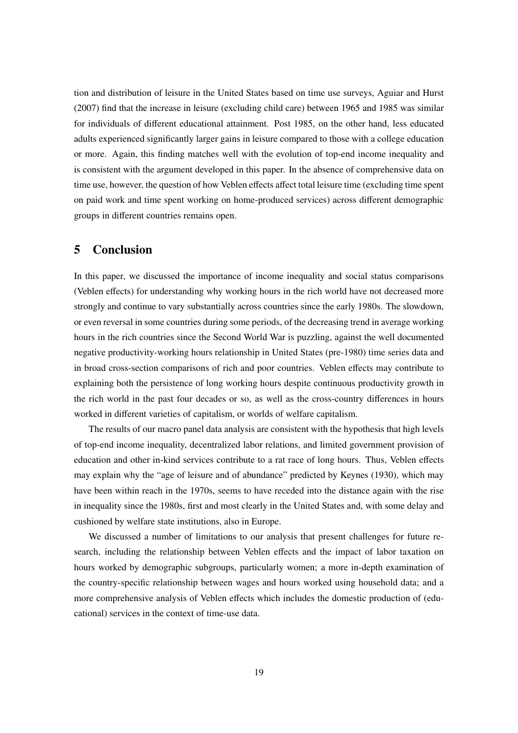tion and distribution of leisure in the United States based on time use surveys, Aguiar and Hurst (2007) find that the increase in leisure (excluding child care) between 1965 and 1985 was similar for individuals of different educational attainment. Post 1985, on the other hand, less educated adults experienced significantly larger gains in leisure compared to those with a college education or more. Again, this finding matches well with the evolution of top-end income inequality and is consistent with the argument developed in this paper. In the absence of comprehensive data on time use, however, the question of how Veblen effects affect total leisure time (excluding time spent on paid work and time spent working on home-produced services) across different demographic groups in different countries remains open.

## 5 Conclusion

In this paper, we discussed the importance of income inequality and social status comparisons (Veblen effects) for understanding why working hours in the rich world have not decreased more strongly and continue to vary substantially across countries since the early 1980s. The slowdown, or even reversal in some countries during some periods, of the decreasing trend in average working hours in the rich countries since the Second World War is puzzling, against the well documented negative productivity-working hours relationship in United States (pre-1980) time series data and in broad cross-section comparisons of rich and poor countries. Veblen effects may contribute to explaining both the persistence of long working hours despite continuous productivity growth in the rich world in the past four decades or so, as well as the cross-country differences in hours worked in different varieties of capitalism, or worlds of welfare capitalism.

The results of our macro panel data analysis are consistent with the hypothesis that high levels of top-end income inequality, decentralized labor relations, and limited government provision of education and other in-kind services contribute to a rat race of long hours. Thus, Veblen effects may explain why the "age of leisure and of abundance" predicted by Keynes (1930), which may have been within reach in the 1970s, seems to have receded into the distance again with the rise in inequality since the 1980s, first and most clearly in the United States and, with some delay and cushioned by welfare state institutions, also in Europe.

We discussed a number of limitations to our analysis that present challenges for future research, including the relationship between Veblen effects and the impact of labor taxation on hours worked by demographic subgroups, particularly women; a more in-depth examination of the country-specific relationship between wages and hours worked using household data; and a more comprehensive analysis of Veblen effects which includes the domestic production of (educational) services in the context of time-use data.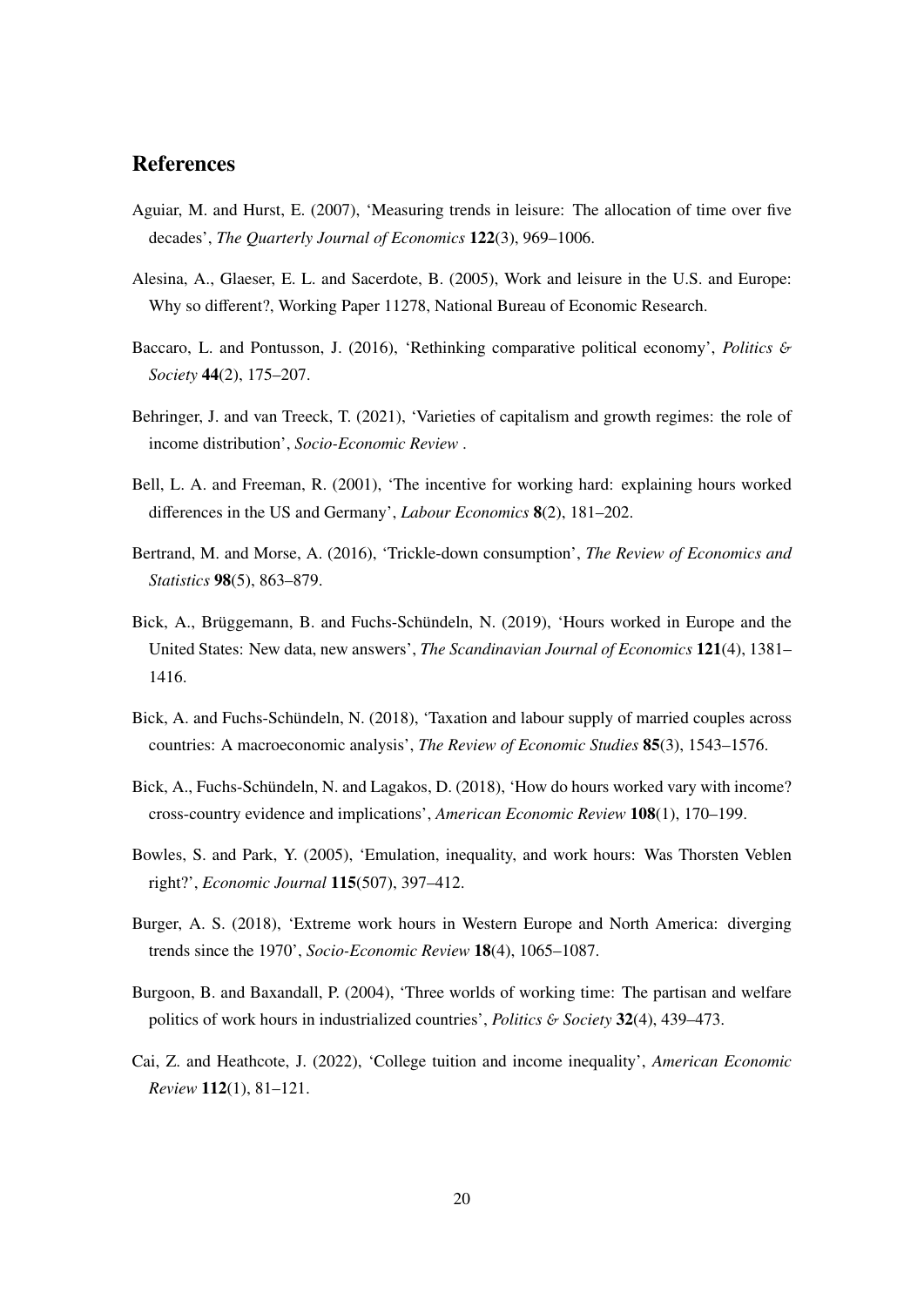## References

Aguiar, M. and Hurst, E. (2007), 'Measuring trends in leisure: The allocation of time over five decades', *The Quarterly Journal of Economics* **122**(3), 969–1006.

Alesina, A., Glaeser, E. L. and Sacerdote, B. (2005), Work and leisure in the U.S. and Europe: Why so different?, Working Paper 11278, National Bureau of Economic Research.

Baccaro, L. and Pontusson, J. (2016), 'Rethinking comparative political economy', *Politics & Society* **44**(2), 175–207.

Behringer, J. and van Treeck, T. (2021), 'Varieties of capitalism and growth regimes: the role of income distribution', *Socio-Economic Review* .

Bell, L. A. and Freeman, R. (2001), 'The incentive for working hard: explaining hours worked differences in the US and Germany', *Labour Economics* **8**(2), 181–202.

Bertrand, M. and Morse, A. (2016), 'Trickle-down consumption', *The Review of Economics and Statistics* **98**(5), 863–879.

Bick, A., Brüggemann, B. and Fuchs-Schündeln, N. (2019), 'Hours worked in Europe and the United States: New data, new answers', *The Scandinavian Journal of Economics* **121**(4), 1381–1416.

Bick, A. and Fuchs-Schündeln, N. (2018), 'Taxation and labour supply of married couples across countries: A macroeconomic analysis', *The Review of Economic Studies* **85**(3), 1543–1576.

Bick, A., Fuchs-Schündeln, N. and Lagakos, D. (2018), 'How do hours worked vary with income? cross-country evidence and implications', *American Economic Review* **108**(1), 170–199.

Bowles, S. and Park, Y. (2005), 'Emulation, inequality, and work hours: Was Thorsten Veblen right?', *Economic Journal* **115**(507), 397–412.

Burger, A. S. (2018), 'Extreme work hours in Western Europe and North America: diverging trends since the 1970', *Socio-Economic Review* **18**(4), 1065–1087.

Burgoon, B. and Baxandall, P. (2004), 'Three worlds of working time: The partisan and welfare politics of work hours in industrialized countries', *Politics & Society* **32**(4), 439–473.

Cai, Z. and Heathcote, J. (2022), 'College tuition and income inequality', *American Economic Review* **112**(1), 81–121.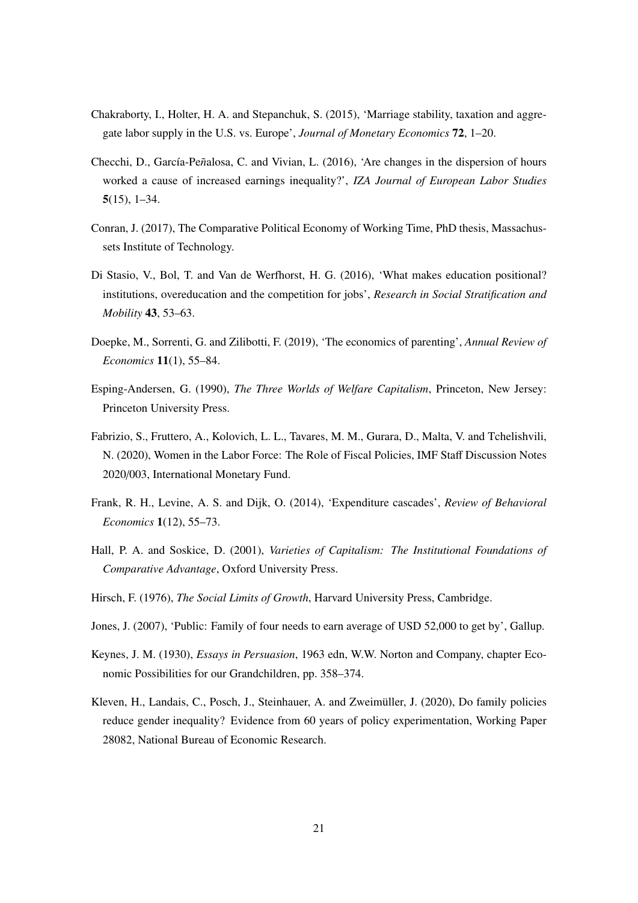Chakraborty, I., Holter, H. A. and Stepanchuk, S. (2015), 'Marriage stability, taxation and aggregate labor supply in the U.S. vs. Europe', *Journal of Monetary Economics* **72**, 1–20.

Checchi, D., García-Peñalosa, C. and Vivian, L. (2016), 'Are changes in the dispersion of hours worked a cause of increased earnings inequality?', *IZA Journal of European Labor Studies* **5**(15), 1–34.

Conran, J. (2017), The Comparative Political Economy of Working Time, PhD thesis, Massachussets Institute of Technology.

Di Stasio, V., Bol, T. and Van de Werfhorst, H. G. (2016), 'What makes education positional? institutions, overeducation and the competition for jobs', *Research in Social Stratification and Mobility* **43**, 53–63.

Doepke, M., Sorrenti, G. and Zilibotti, F. (2019), 'The economics of parenting', *Annual Review of Economics* **11**(1), 55–84.

Esping-Andersen, G. (1990), *The Three Worlds of Welfare Capitalism*, Princeton, New Jersey: Princeton University Press.

Fabrizio, S., Fruttero, A., Kolovich, L. L., Tavares, M. M., Gurara, D., Malta, V. and Tchelishvili, N. (2020), Women in the Labor Force: The Role of Fiscal Policies, IMF Staff Discussion Notes 2020/003, International Monetary Fund.

Frank, R. H., Levine, A. S. and Dijk, O. (2014), 'Expenditure cascades', *Review of Behavioral Economics* **1**(12), 55–73.

Hall, P. A. and Soskice, D. (2001), *Varieties of Capitalism: The Institutional Foundations of Comparative Advantage*, Oxford University Press.

Hirsch, F. (1976), *The Social Limits of Growth*, Harvard University Press, Cambridge.

Jones, J. (2007), 'Public: Family of four needs to earn average of USD 52,000 to get by', Gallup.

Keynes, J. M. (1930), *Essays in Persuasion*, 1963 edn, W.W. Norton and Company, chapter Economic Possibilities for our Grandchildren, pp. 358–374.

Kleven, H., Landais, C., Posch, J., Steinhauer, A. and Zweimüller, J. (2020), Do family policies reduce gender inequality? Evidence from 60 years of policy experimentation, Working Paper 28082, National Bureau of Economic Research.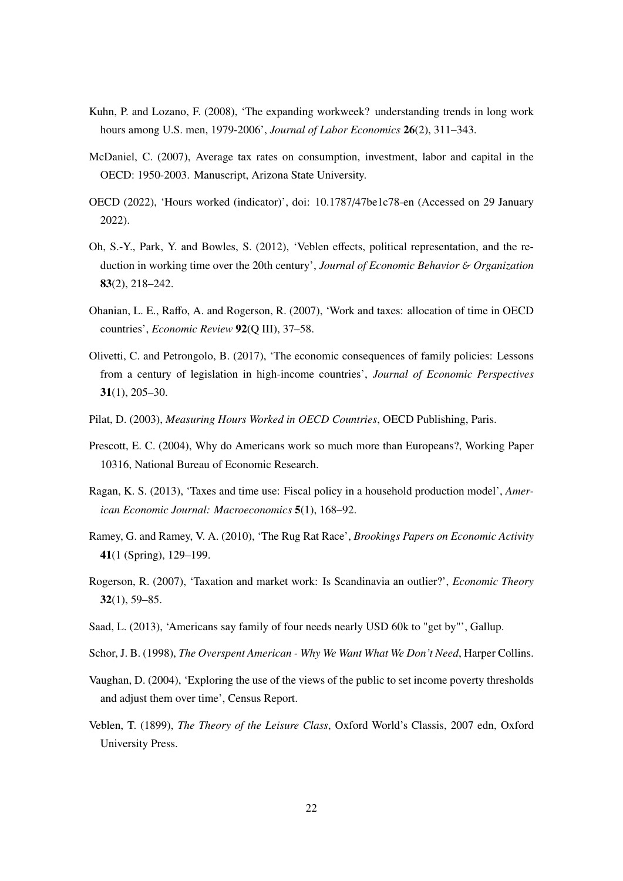Kuhn, P. and Lozano, F. (2008), 'The expanding workweek? understanding trends in long work hours among U.S. men, 1979-2006', *Journal of Labor Economics* **26**(2), 311–343.

McDaniel, C. (2007), Average tax rates on consumption, investment, labor and capital in the OECD: 1950-2003. Manuscript, Arizona State University.

OECD (2022), 'Hours worked (indicator)', doi: 10.1787/47be1c78-en (Accessed on 29 January 2022).

Oh, S.-Y., Park, Y. and Bowles, S. (2012), 'Veblen effects, political representation, and the reduction in working time over the 20th century', *Journal of Economic Behavior & Organization* **83**(2), 218–242.

Ohanian, L. E., Raffo, A. and Rogerson, R. (2007), 'Work and taxes: allocation of time in OECD countries', *Economic Review* **92**(Q III), 37–58.

Olivetti, C. and Petrongolo, B. (2017), 'The economic consequences of family policies: Lessons from a century of legislation in high-income countries', *Journal of Economic Perspectives* **31**(1), 205–30.

Pilat, D. (2003), *Measuring Hours Worked in OECD Countries*, OECD Publishing, Paris.

Prescott, E. C. (2004), Why do Americans work so much more than Europeans?, Working Paper 10316, National Bureau of Economic Research.

Ragan, K. S. (2013), 'Taxes and time use: Fiscal policy in a household production model', *American Economic Journal: Macroeconomics* **5**(1), 168–92.

Ramey, G. and Ramey, V. A. (2010), 'The Rug Rat Race', *Brookings Papers on Economic Activity* **41**(1 (Spring), 129–199.

Rogerson, R. (2007), 'Taxation and market work: Is Scandinavia an outlier?', *Economic Theory* **32**(1), 59–85.

Saad, L. (2013), 'Americans say family of four needs nearly USD 60k to "get by"', Gallup.

Schor, J. B. (1998), *The Overspent American - Why We Want What We Don't Need*, Harper Collins.

Vaughan, D. (2004), 'Exploring the use of the views of the public to set income poverty thresholds and adjust them over time', Census Report.

Veblen, T. (1899), *The Theory of the Leisure Class*, Oxford World's Classis, 2007 edn, Oxford University Press.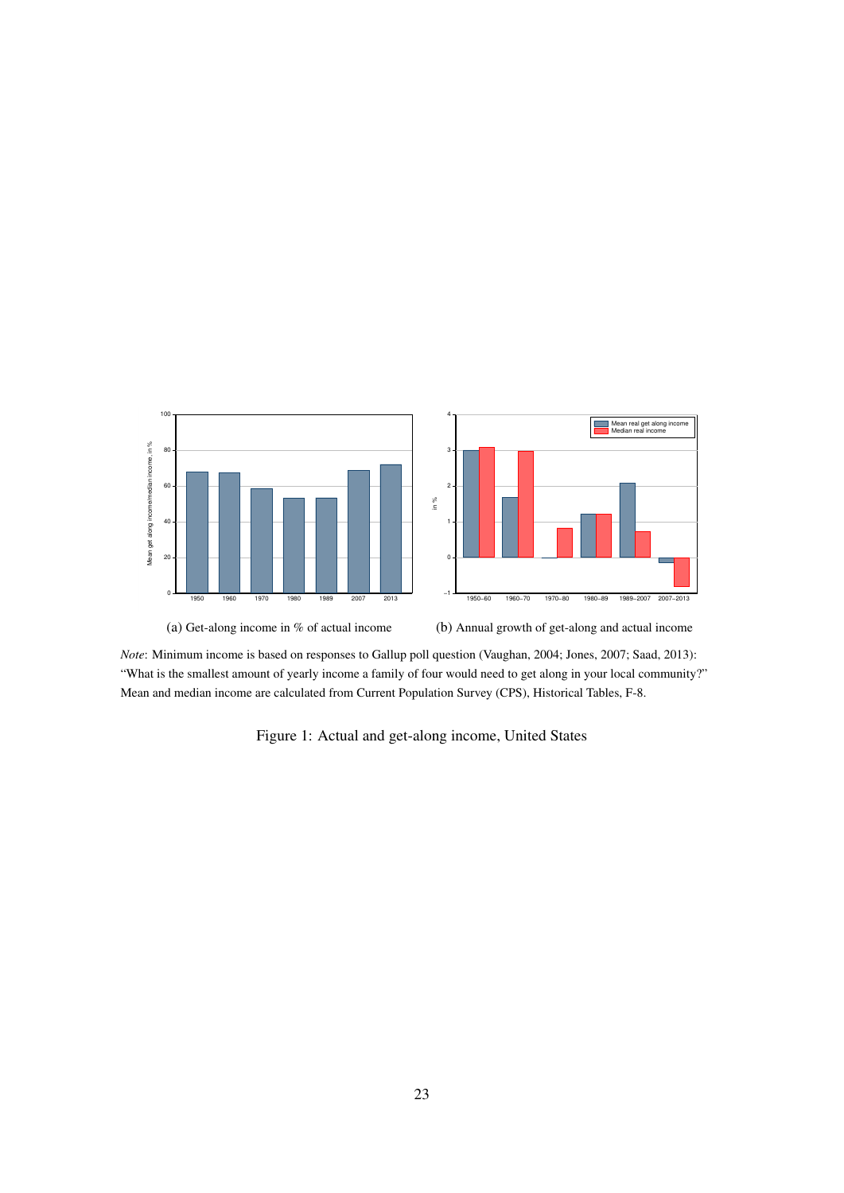(a) Get-along income in % of actual income

(b) Annual growth of get-along and actual income

*Note*: Minimum income is based on responses to Gallup poll question (Vaughan, 2004; Jones, 2007; Saad, 2013): "What is the smallest amount of yearly income a family of four would need to get along in your local community?" Mean and median income are calculated from Current Population Survey (CPS), Historical Tables, F-8.

Figure 1: Actual and get-along income, United States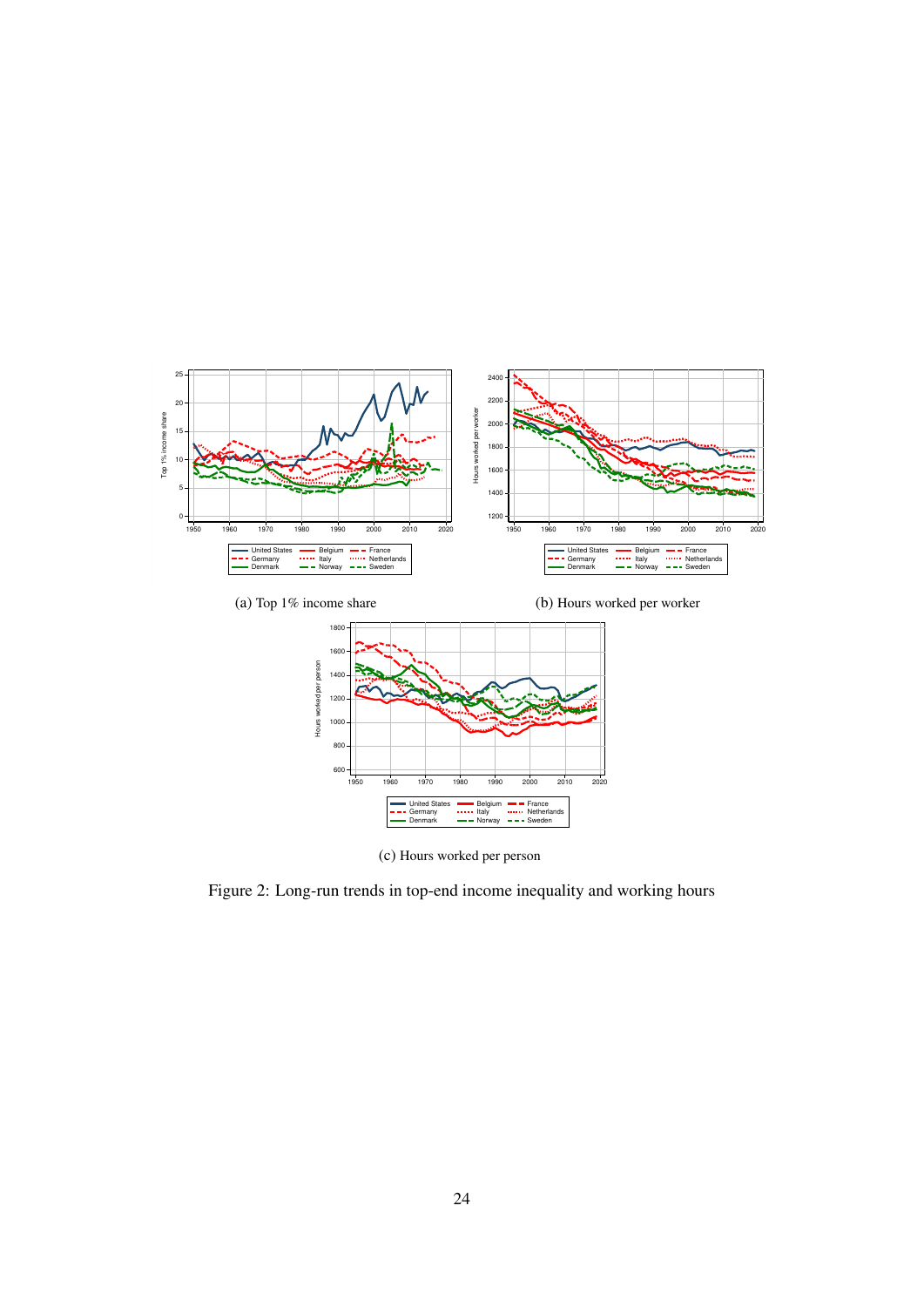(a) Top 1% income share

(b) Hours worked per worker

(c) Hours worked per person

Figure 2: Long-run trends in top-end income inequality and working hours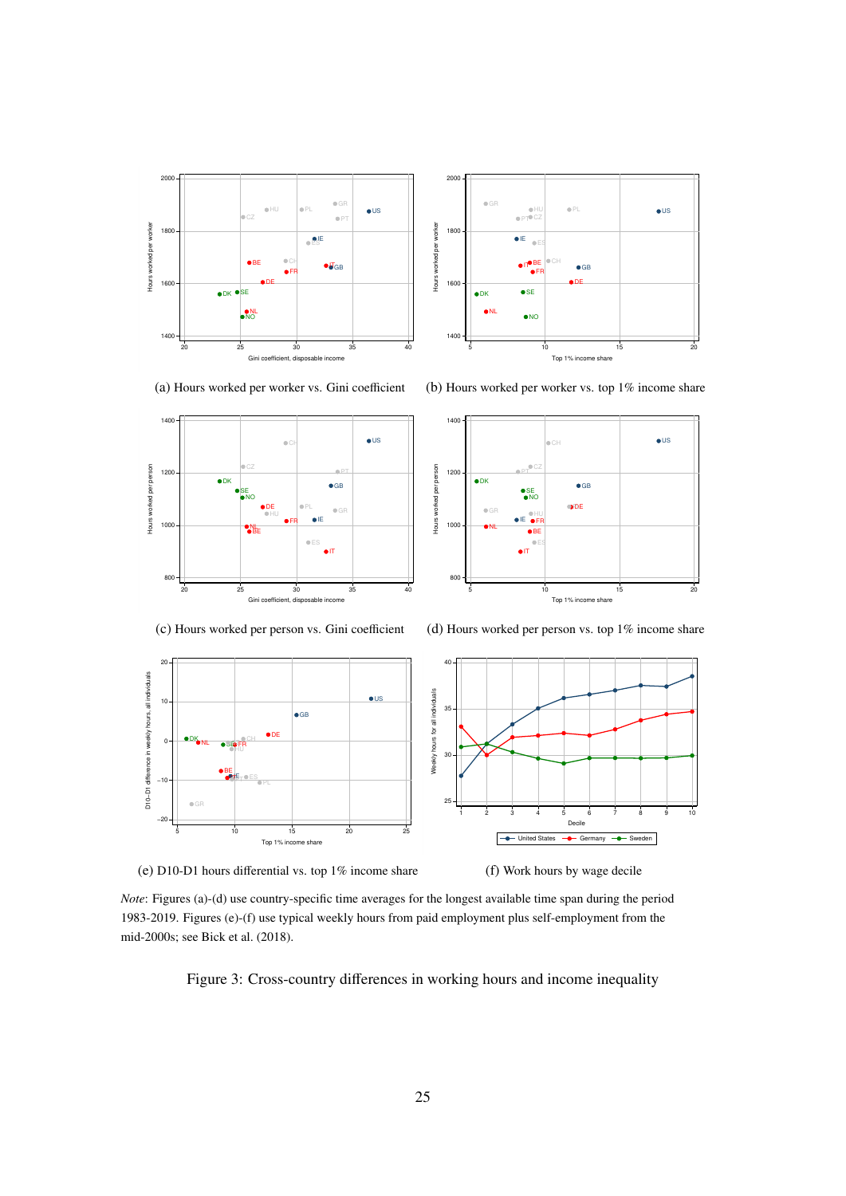(a) Hours worked per worker vs. Gini coefficient

(b) Hours worked per worker vs. top 1% income share

(c) Hours worked per person vs. Gini coefficient

(d) Hours worked per person vs. top 1% income share

(e) D10-D1 hours differential vs. top 1% income share

(f) Work hours by wage decile

*Note*: Figures (a)-(d) use country-specific time averages for the longest available time span during the period 1983-2019. Figures (e)-(f) use typical weekly hours from paid employment plus self-employment from the mid-2000s; see Bick et al. (2018).

Figure 3: Cross-country differences in working hours and income inequality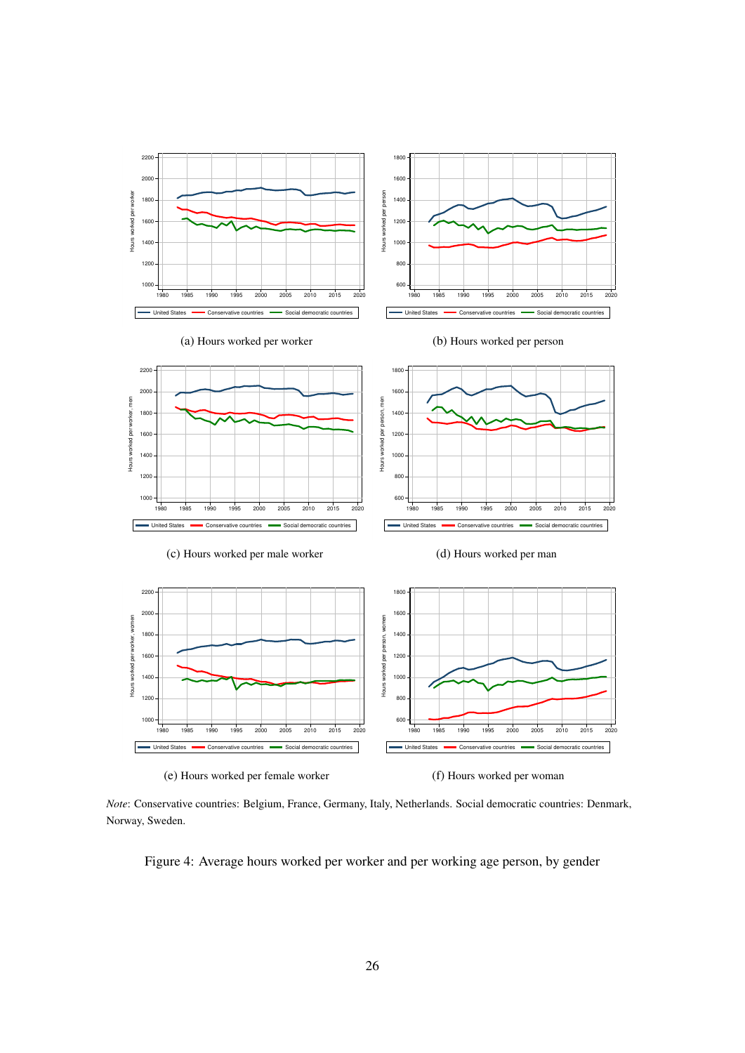(a) Hours worked per worker

(b) Hours worked per person

(c) Hours worked per male worker

(d) Hours worked per man

(e) Hours worked per female worker

(f) Hours worked per woman

*Note*: Conservative countries: Belgium, France, Germany, Italy, Netherlands. Social democratic countries: Denmark, Norway, Sweden.

Figure 4: Average hours worked per worker and per working age person, by gender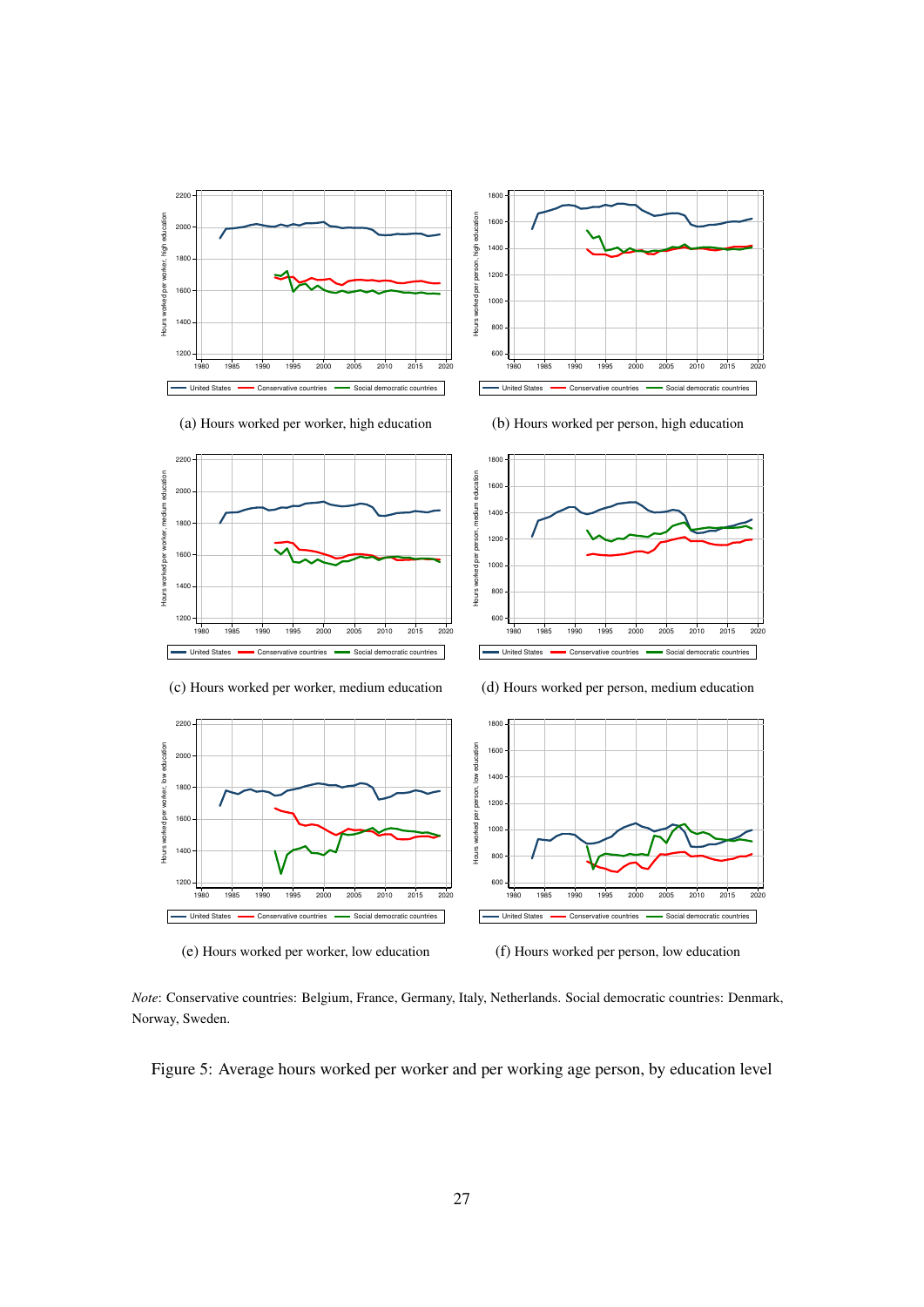(a) Hours worked per worker, high education

(b) Hours worked per person, high education

(c) Hours worked per worker, medium education

(d) Hours worked per person, medium education

(e) Hours worked per worker, low education

(f) Hours worked per person, low education

*Note*: Conservative countries: Belgium, France, Germany, Italy, Netherlands. Social democratic countries: Denmark, Norway, Sweden.

Figure 5: Average hours worked per worker and per working age person, by education level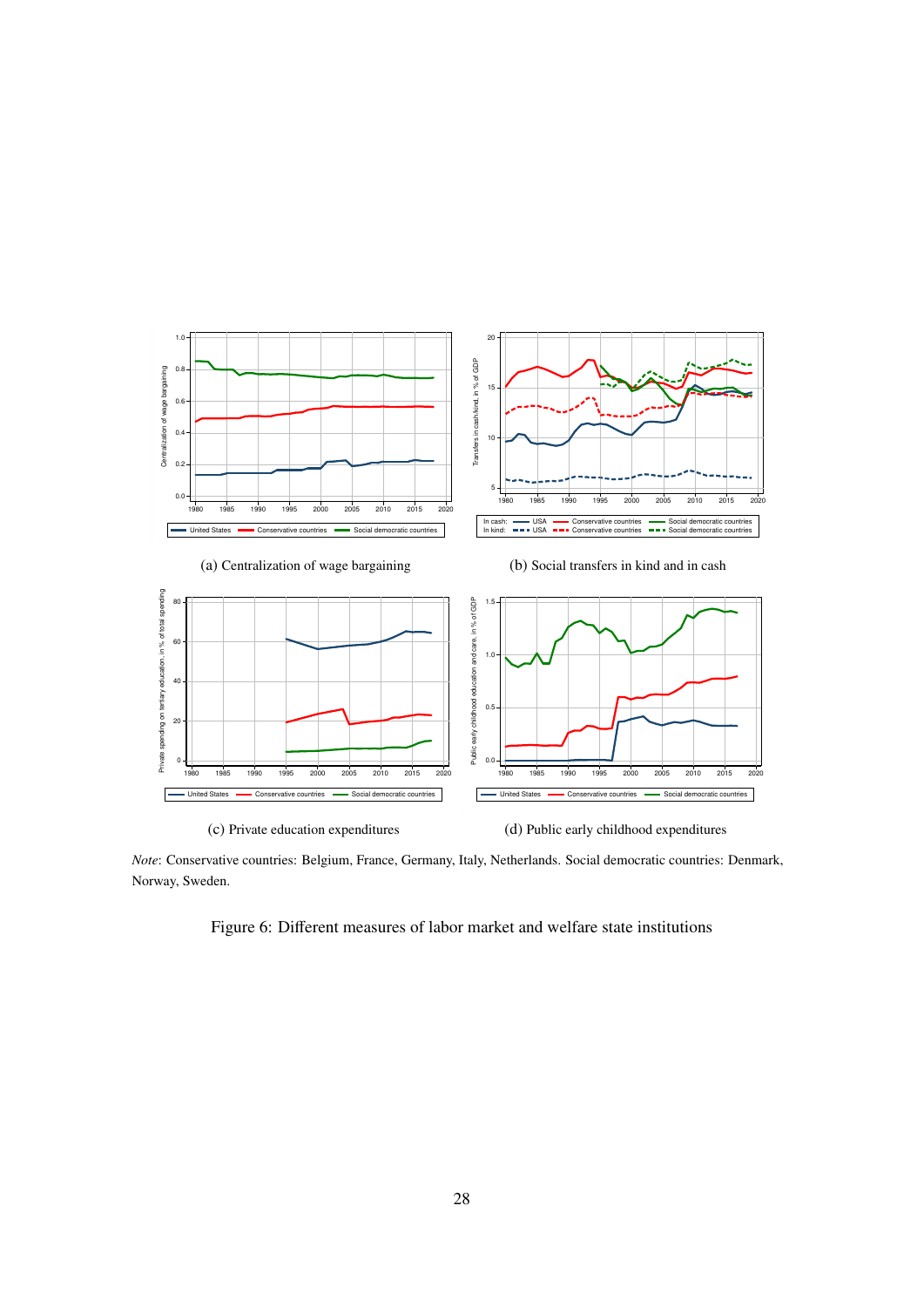(a) Centralization of wage bargaining

(b) Social transfers in kind and in cash

(c) Private education expenditures

(d) Public early childhood expenditures

*Note*: Conservative countries: Belgium, France, Germany, Italy, Netherlands. Social democratic countries: Denmark, Norway, Sweden.

Figure 6: Different measures of labor market and welfare state institutions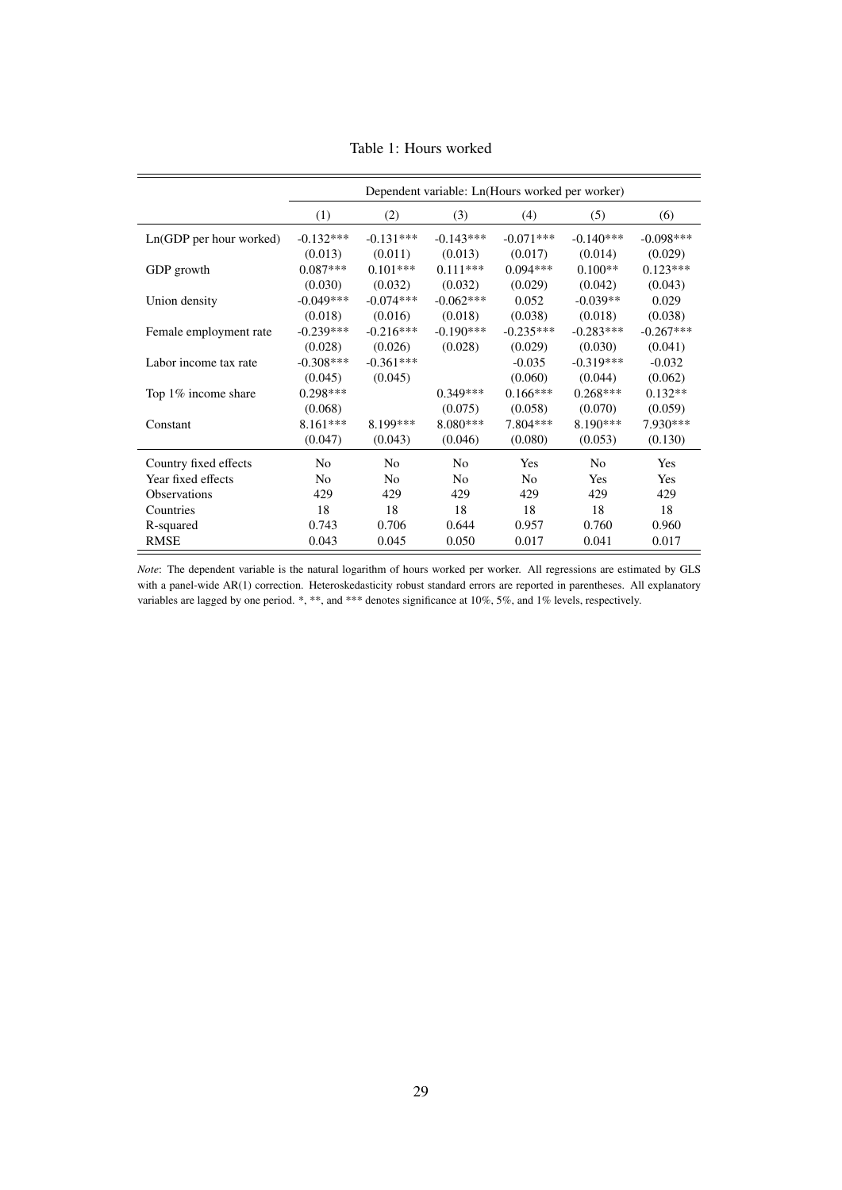Table 1: Hours worked

| | Dependent variable: Ln(Hours worked per worker) | | | | | |
|---|---|---|---|---|---|---|
| | (1) | (2) | (3) | (4) | (5) | (6) |
| Ln(GDP per hour worked) | -0.132*** | -0.131*** | -0.143*** | -0.071*** | -0.140*** | -0.098*** |
| | (0.013) | (0.011) | (0.013) | (0.017) | (0.014) | (0.029) |
| GDP growth | 0.087*** | 0.101*** | 0.111*** | 0.094*** | 0.100** | 0.123*** |
| | (0.030) | (0.032) | (0.032) | (0.029) | (0.042) | (0.043) |
| Union density | -0.049*** | -0.074*** | -0.062*** | 0.052 | -0.039** | 0.029 |
| | (0.018) | (0.016) | (0.018) | (0.038) | (0.018) | (0.038) |
| Female employment rate | -0.239*** | -0.216*** | -0.190*** | -0.235*** | -0.283*** | -0.267*** |
| | (0.028) | (0.026) | (0.028) | (0.029) | (0.030) | (0.041) |
| Labor income tax rate | -0.308*** | -0.361*** | | -0.035 | -0.319*** | -0.032 |
| | (0.045) | (0.045) | | (0.060) | (0.044) | (0.062) |
| Top 1% income share | 0.298*** | | 0.349*** | 0.166*** | 0.268*** | 0.132** |
| | (0.068) | | (0.075) | (0.058) | (0.070) | (0.059) |
| Constant | 8.161*** | 8.199*** | 8.080*** | 7.804*** | 8.190*** | 7.930*** |
| | (0.047) | (0.043) | (0.046) | (0.080) | (0.053) | (0.130) |
| Country fixed effects | No | No | No | Yes | No | Yes |
| Year fixed effects | No | No | No | No | Yes | Yes |
| Observations | 429 | 429 | 429 | 429 | 429 | 429 |
| Countries | 18 | 18 | 18 | 18 | 18 | 18 |
| R-squared | 0.743 | 0.706 | 0.644 | 0.957 | 0.760 | 0.960 |
| RMSE | 0.043 | 0.045 | 0.050 | 0.017 | 0.041 | 0.017 |

*Note*: The dependent variable is the natural logarithm of hours worked per worker. All regressions are estimated by GLS with a panel-wide AR(1) correction. Heteroskedasticity robust standard errors are reported in parentheses. All explanatory variables are lagged by one period. *, **, and *** denotes significance at 10%, 5%, and 1% levels, respectively.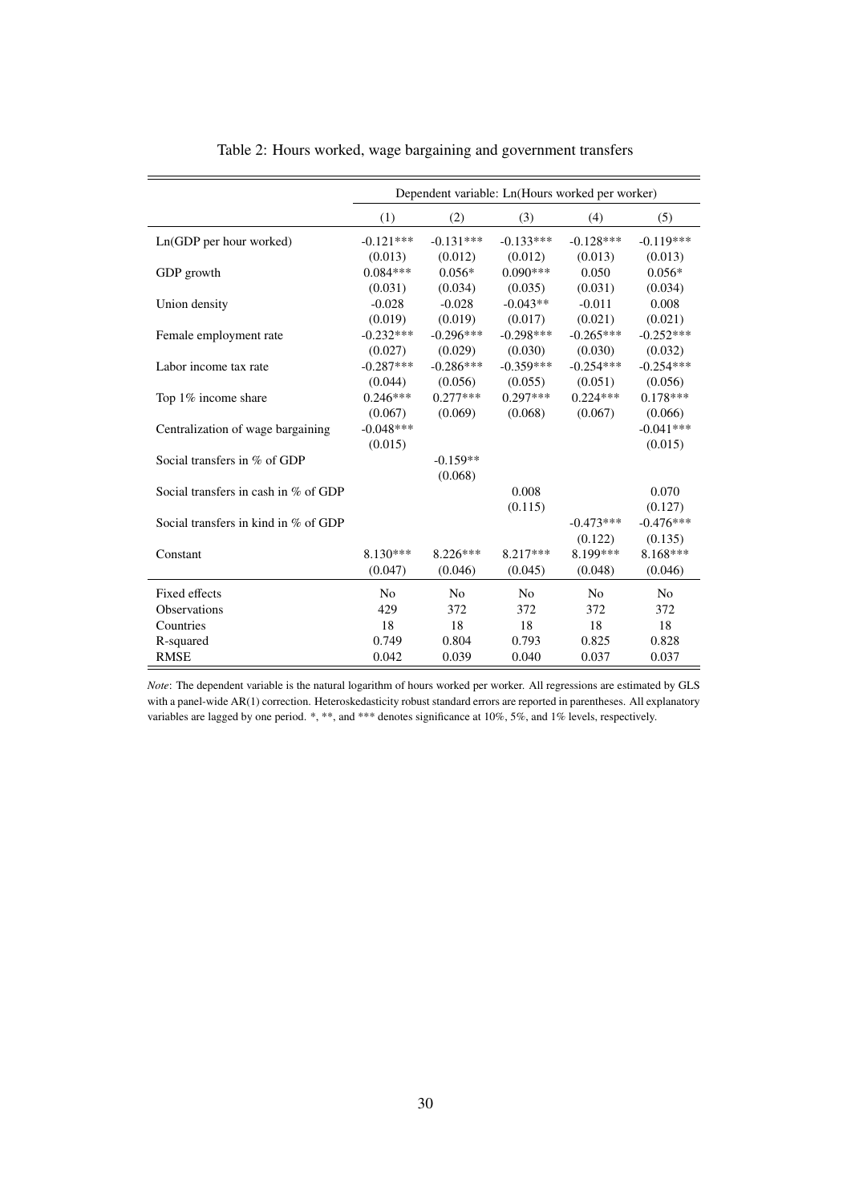Table 2: Hours worked, wage bargaining and government transfers

| | Dependent variable: Ln(Hours worked per worker) | | | | |
|---|---|---|---|---|---|
| | (1) | (2) | (3) | (4) | (5) |
| Ln(GDP per hour worked) | -0.121*** | -0.131*** | -0.133*** | -0.128*** | -0.119*** |
| | (0.013) | (0.012) | (0.012) | (0.013) | (0.013) |
| GDP growth | 0.084*** | 0.056* | 0.090*** | 0.050 | 0.056* |
| | (0.031) | (0.034) | (0.035) | (0.031) | (0.034) |
| Union density | -0.028 | -0.028 | -0.043** | -0.011 | 0.008 |
| | (0.019) | (0.019) | (0.017) | (0.021) | (0.021) |
| Female employment rate | -0.232*** | -0.296*** | -0.298*** | -0.265*** | -0.252*** |
| | (0.027) | (0.029) | (0.030) | (0.030) | (0.032) |
| Labor income tax rate | -0.287*** | -0.286*** | -0.359*** | -0.254*** | -0.254*** |
| | (0.044) | (0.056) | (0.055) | (0.051) | (0.056) |
| Top 1% income share | 0.246*** | 0.277*** | 0.297*** | 0.224*** | 0.178*** |
| | (0.067) | (0.069) | (0.068) | (0.067) | (0.066) |
| Centralization of wage bargaining | -0.048*** | | | | -0.041*** |
| | (0.015) | | | | (0.015) |
| Social transfers in % of GDP | | -0.159** | | | |
| | | (0.068) | | | |
| Social transfers in cash in % of GDP | | | 0.008 | | 0.070 |
| | | | (0.115) | | (0.127) |
| Social transfers in kind in % of GDP | | | | -0.473*** | -0.476*** |
| | | | | (0.122) | (0.135) |
| Constant | 8.130*** | 8.226*** | 8.217*** | 8.199*** | 8.168*** |
| | (0.047) | (0.046) | (0.045) | (0.048) | (0.046) |
| Fixed effects | No | No | No | No | No |
| Observations | 429 | 372 | 372 | 372 | 372 |
| Countries | 18 | 18 | 18 | 18 | 18 |
| R-squared | 0.749 | 0.804 | 0.793 | 0.825 | 0.828 |
| RMSE | 0.042 | 0.039 | 0.040 | 0.037 | 0.037 |

*Note*: The dependent variable is the natural logarithm of hours worked per worker. All regressions are estimated by GLS with a panel-wide AR(1) correction. Heteroskedasticity robust standard errors are reported in parentheses. All explanatory variables are lagged by one period. *, **, and *** denotes significance at 10%, 5%, and 1% levels, respectively.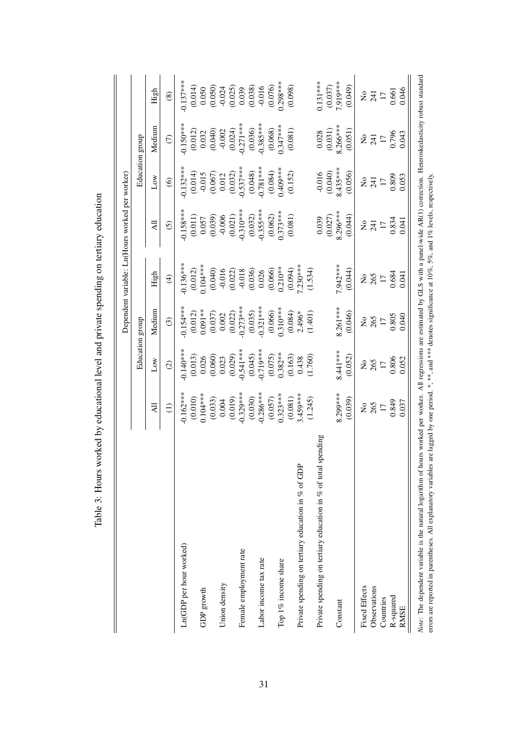Table 3: Hours worked by educational level and private spending on tertiary education

| | Dependent variable: Ln(Hours worked per worker) | | | | | | | |
|---|---|---|---|---|---|---|---|---|
| | | Education group | | | | Education group | | |
| | All | Low | Medium | High | All | Low | Medium | High |
| | (1) | (2) | (3) | (4) | (5) | (6) | (7) | (8) |
| Ln(GDP per hour worked) | -0.162*** | -0.140*** | -0.154*** | -0.136*** | -0.158*** | -0.132*** | -0.150*** | -0.137*** |
| | (0.010) | (0.013) | (0.012) | (0.012) | (0.011) | (0.014) | (0.012) | (0.014) |
| GDP growth | 0.104*** | 0.026 | 0.091** | 0.104*** | 0.057 | -0.015 | 0.032 | 0.050 |
| | (0.033) | (0.060) | (0.037) | (0.040) | (0.039) | (0.067) | (0.040) | (0.050) |
| Union density | 0.004 | 0.023 | 0.002 | -0.016 | -0.006 | 0.012 | -0.002 | -0.024 |
| | (0.019) | (0.029) | (0.022) | (0.022) | (0.021) | (0.032) | (0.024) | (0.025) |
| Female employment rate | -0.329*** | -0.541*** | -0.273*** | -0.018 | -0.310*** | -0.537*** | -0.271*** | 0.039 |
| | (0.030) | (0.045) | (0.035) | (0.036) | (0.032) | (0.048) | (0.036) | (0.038) |
| Labor income tax rate | -0.286*** | -0.719*** | -0.321*** | 0.026 | -0.355*** | -0.781*** | -0.385*** | -0.016 |
| | (0.057) | (0.075) | (0.066) | (0.066) | (0.062) | (0.084) | (0.068) | (0.076) |
| Top 1% income share | 0.323*** | 0.382** | 0.310*** | 0.210** | 0.373*** | 0.409*** | 0.347*** | 0.298*** |
| | (0.081) | (0.163) | (0.084) | (0.094) | (0.081) | (0.152) | (0.081) | (0.098) |
| Private spending on tertiary education in % of GDP | 3.459*** | 0.438 | 2.496* | 7.230*** | | | | |
| | (1.245) | (1.760) | (1.401) | (1.534) | | | | |
| Private spending on tertiary education in % of total spending | | | | | 0.039 | -0.016 | 0.028 | 0.131*** |
| | | | | | (0.027) | (0.040) | (0.031) | (0.037) |
| Constant | 8.299*** | 8.441*** | 8.261*** | 7.942*** | 8.296*** | 8.435*** | 8.266*** | 7.919*** |
| | (0.039) | (0.052) | (0.046) | (0.044) | (0.044) | (0.056) | (0.051) | (0.049) |
| Fixed Effects | No | No | No | No | No | No | No | No |
| Observations | 265 | 265 | 265 | 265 | 241 | 241 | 241 | 241 |
| Countries | 17 | 17 | 17 | 17 | 17 | 17 | 17 | 17 |
| R-squared | 0.849 | 0.806 | 0.805 | 0.684 | 0.834 | 0.809 | 0.796 | 0.661 |
| RMSE | 0.037 | 0.052 | 0.040 | 0.041 | 0.041 | 0.053 | 0.043 | 0.046 |

*Note*: The dependent variable is the natural logarithm of hours worked per worker. All regressions are estimated by GLS with a panel-wide AR(1) correction. Heteroskedasticity robust standard errors are reported in parentheses. All explanatory variables are lagged by one period. *, **, and *** denotes significance at 10%, 5%, and 1% levels, respectively.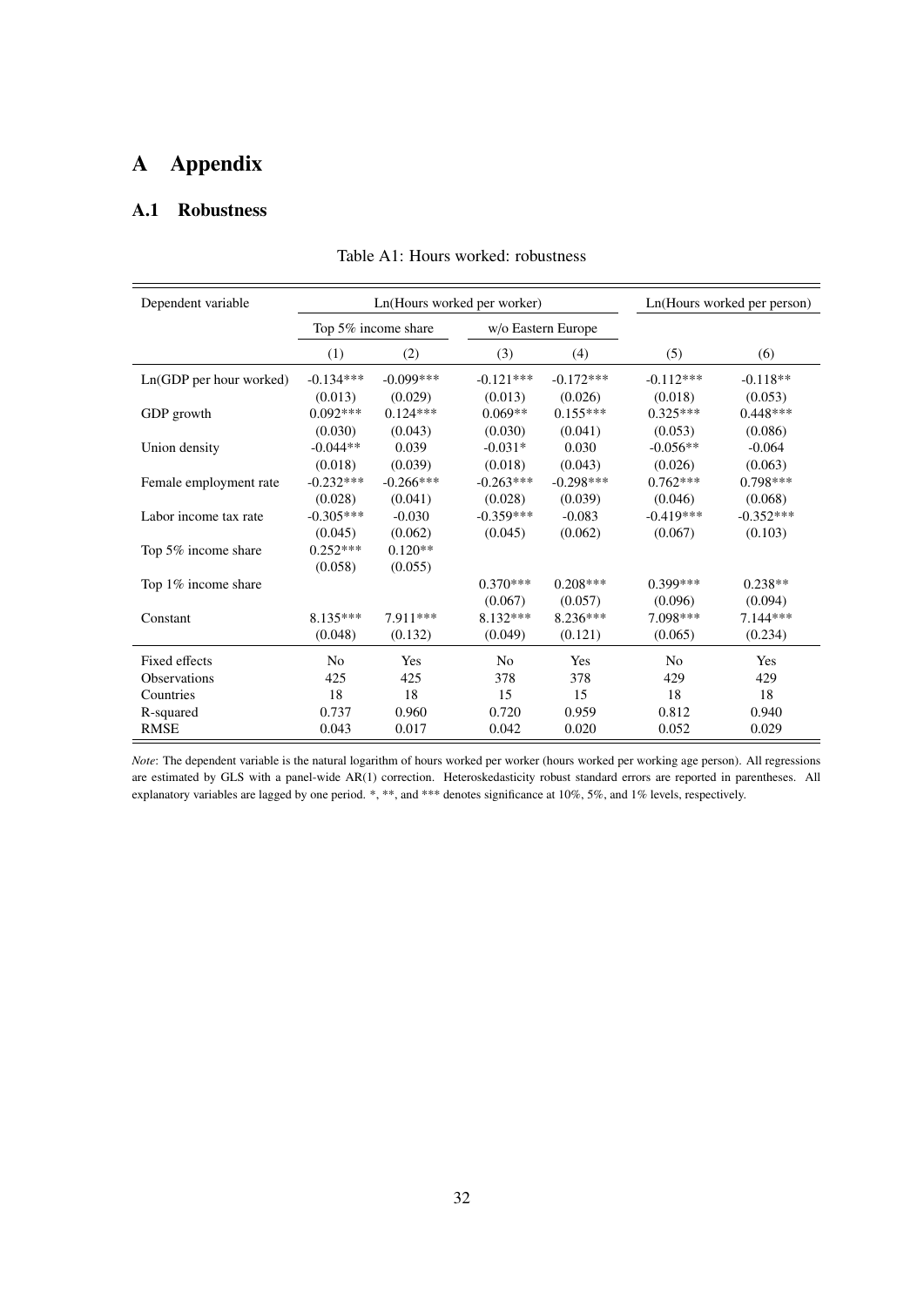# A Appendix

## A.1 Robustness

Table A1: Hours worked: robustness

| Dependent variable | Ln(Hours worked per worker) | | | | Ln(Hours worked per person) | |
|---|---|---|---|---|---|---|
| | Top 5% income share | | w/o Eastern Europe | | | |
| | (1) | (2) | (3) | (4) | (5) | (6) |
| Ln(GDP per hour worked) | -0.134*** | -0.099*** | -0.121*** | -0.172*** | -0.112*** | -0.118** |
| | (0.013) | (0.029) | (0.013) | (0.026) | (0.018) | (0.053) |
| GDP growth | 0.092*** | 0.124*** | 0.069** | 0.155*** | 0.325*** | 0.448*** |
| | (0.030) | (0.043) | (0.030) | (0.041) | (0.053) | (0.086) |
| Union density | -0.044** | 0.039 | -0.031* | 0.030 | -0.056** | -0.064 |
| | (0.018) | (0.039) | (0.018) | (0.043) | (0.026) | (0.063) |
| Female employment rate | -0.232*** | -0.266*** | -0.263*** | -0.298*** | 0.762*** | 0.798*** |
| | (0.028) | (0.041) | (0.028) | (0.039) | (0.046) | (0.068) |
| Labor income tax rate | -0.305*** | -0.030 | -0.359*** | -0.083 | -0.419*** | -0.352*** |
| | (0.045) | (0.062) | (0.045) | (0.062) | (0.067) | (0.103) |
| Top 5% income share | 0.252*** | 0.120** | | | | |
| | (0.058) | (0.055) | | | | |
| Top 1% income share | | | 0.370*** | 0.208*** | 0.399*** | 0.238** |
| | | | (0.067) | (0.057) | (0.096) | (0.094) |
| Constant | 8.135*** | 7.911*** | 8.132*** | 8.236*** | 7.098*** | 7.144*** |
| | (0.048) | (0.132) | (0.049) | (0.121) | (0.065) | (0.234) |
| Fixed effects | No | Yes | No | Yes | No | Yes |
| Observations | 425 | 425 | 378 | 378 | 429 | 429 |
| Countries | 18 | 18 | 15 | 15 | 18 | 18 |
| R-squared | 0.737 | 0.960 | 0.720 | 0.959 | 0.812 | 0.940 |
| RMSE | 0.043 | 0.017 | 0.042 | 0.020 | 0.052 | 0.029 |

*Note*: The dependent variable is the natural logarithm of hours worked per worker (hours worked per working age person). All regressions are estimated by GLS with a panel-wide AR(1) correction. Heteroskedasticity robust standard errors are reported in parentheses. All explanatory variables are lagged by one period. *, **, and *** denotes significance at 10%, 5%, and 1% levels, respectively.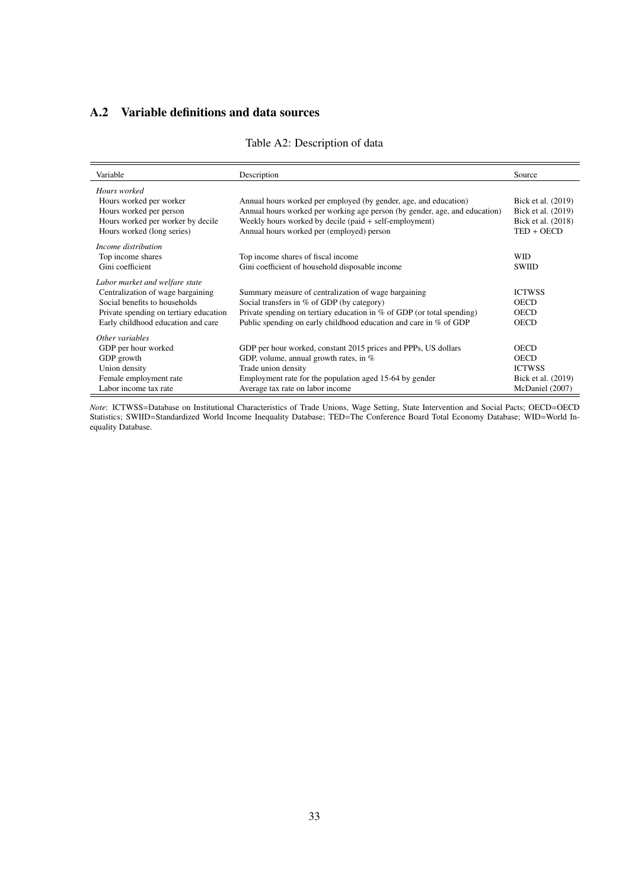## A.2 Variable definitions and data sources

Table A2: Description of data

| Variable | Description | Source |
|---|---|---|
| *Hours worked* | | |
| Hours worked per worker | Annual hours worked per employed (by gender, age, and education) | Bick et al. (2019) |
| Hours worked per person | Annual hours worked per working age person (by gender, age, and education) | Bick et al. (2019) |
| Hours worked per worker by decile | Weekly hours worked by decile (paid + self-employment) | Bick et al. (2018) |
| Hours worked (long series) | Annual hours worked per (employed) person | TED + OECD |
| *Income distribution* | | |
| Top income shares | Top income shares of fiscal income | WID |
| Gini coefficient | Gini coefficient of household disposable income | SWIID |
| *Labor market and welfare state* | | |
| Centralization of wage bargaining | Summary measure of centralization of wage bargaining | ICTWSS |
| Social benefits to households | Social transfers in % of GDP (by category) | OECD |
| Private spending on tertiary education | Private spending on tertiary education in % of GDP (or total spending) | OECD |
| Early childhood education and care | Public spending on early childhood education and care in % of GDP | OECD |
| *Other variables* | | |
| GDP per hour worked | GDP per hour worked, constant 2015 prices and PPPs, US dollars | OECD |
| GDP growth | GDP, volume, annual growth rates, in % | OECD |
| Union density | Trade union density | ICTWSS |
| Female employment rate | Employment rate for the population aged 15-64 by gender | Bick et al. (2019) |
| Labor income tax rate | Average tax rate on labor income | McDaniel (2007) |

*Note*: ICTWSS=Database on Institutional Characteristics of Trade Unions, Wage Setting, State Intervention and Social Pacts; OECD=OECD Statistics; SWIID=Standardized World Income Inequality Database; TED=The Conference Board Total Economy Database; WID=World Inequality Database.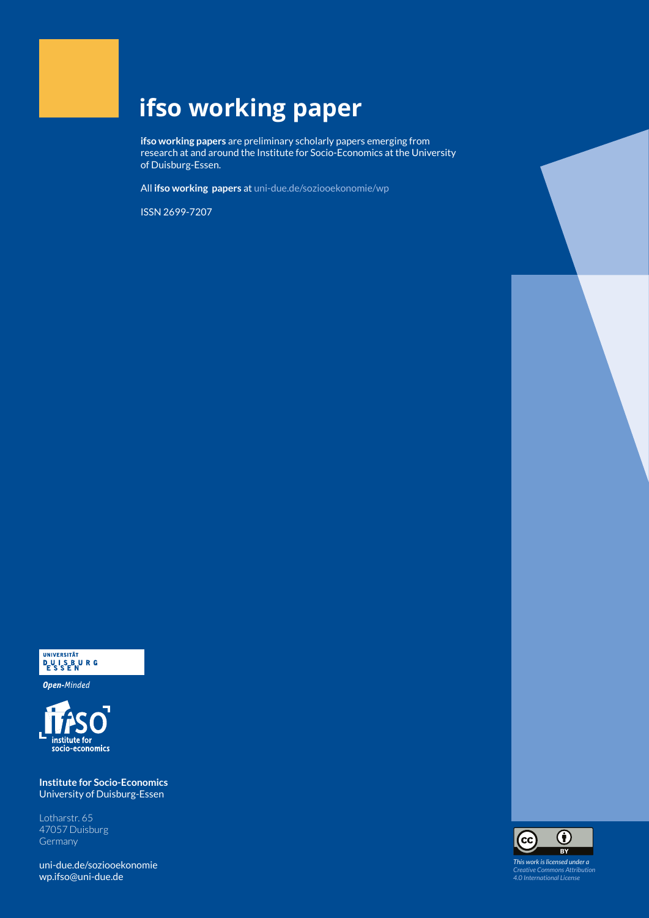# ifso working paper

**ifso working papers** are preliminary scholarly papers emerging from research at and around the Institute for Socio-Economics at the University of Duisburg-Essen.

All **ifso working papers** at uni-due.de/soziooekonomie/wp

ISSN 2699-7207

UNIVERSITÄT DUISBURG ESSEN

*Open-Minded*

ifso institute for socio-economics

**Institute for Socio-Economics**
University of Duisburg-Essen

Lotharstr. 65
47057 Duisburg
Germany

uni-due.de/soziooekonomie
wp.ifso@uni-due.de

*This work is licensed under a Creative Commons Attribution 4.0 International License*